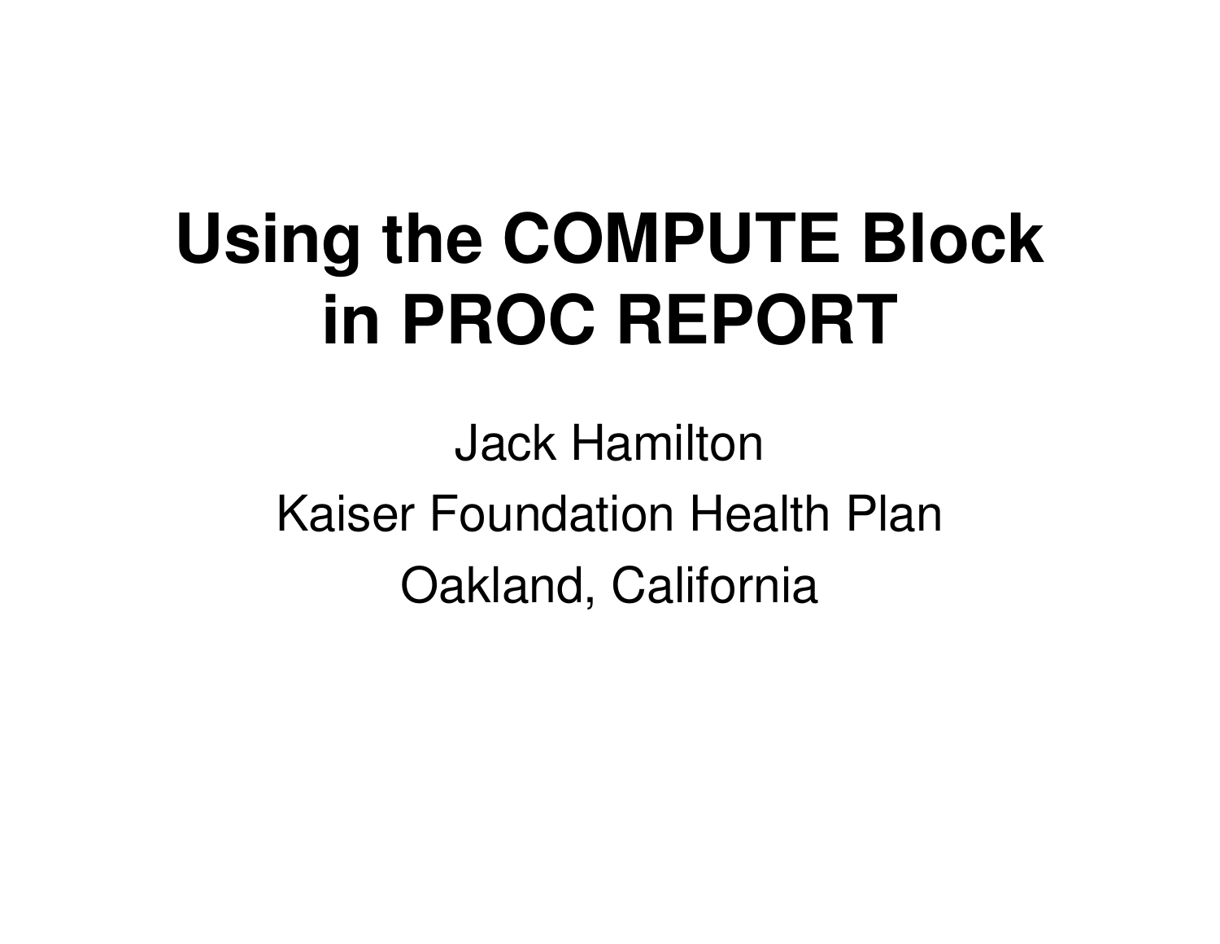# Using the COMPUTE Block in PROC REPORT

Jack Hamilton

Kaiser Foundation Health Plan

Oakland, California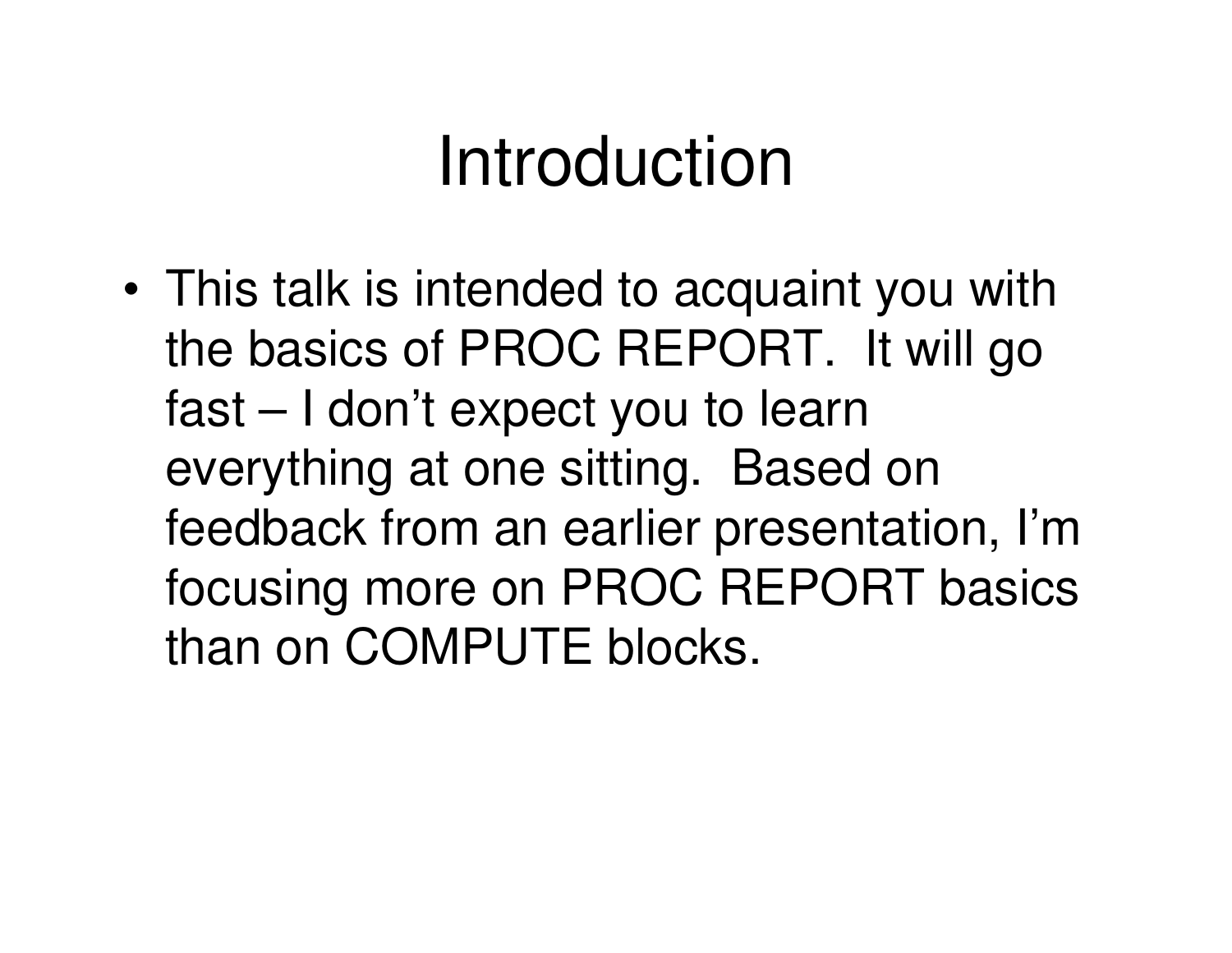# Introduction

- This talk is intended to acquaint you with the basics of PROC REPORT. It will go fast – I don't expect you to learn everything at one sitting. Based on feedback from an earlier presentation, I'm focusing more on PROC REPORT basics than on COMPUTE blocks.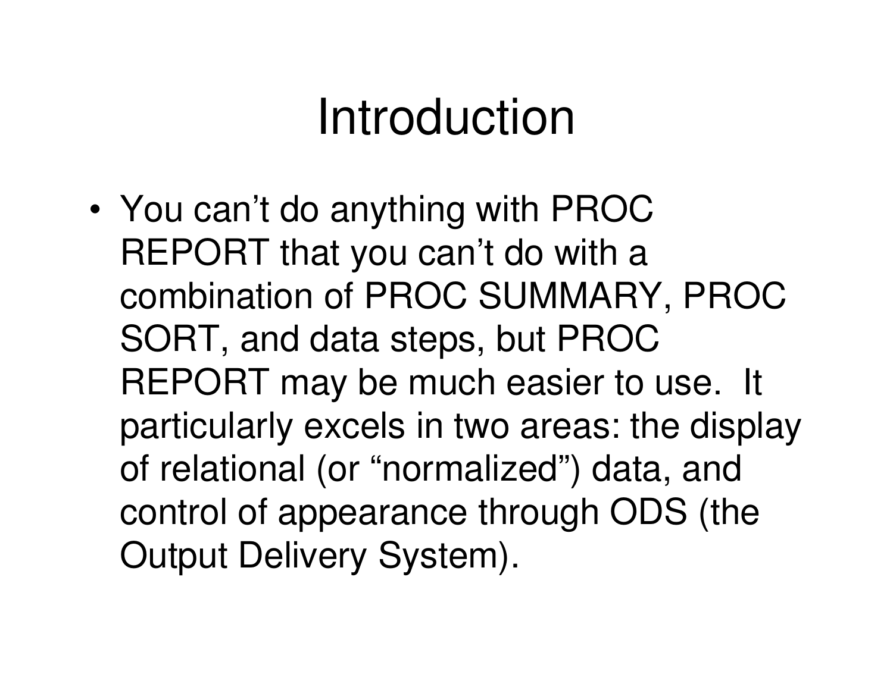# Introduction

- You can't do anything with PROC REPORT that you can't do with a combination of PROC SUMMARY, PROC SORT, and data steps, but PROC REPORT may be much easier to use. It particularly excels in two areas: the display of relational (or "normalized") data, and control of appearance through ODS (the Output Delivery System).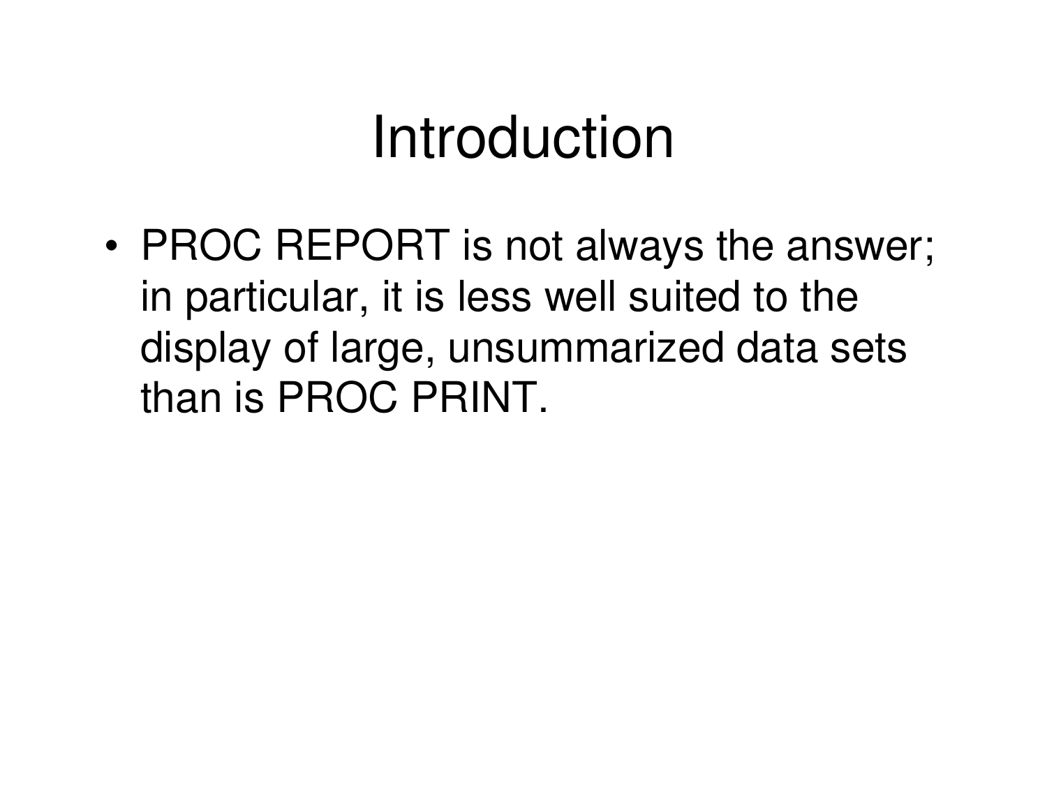# Introduction

- PROC REPORT is not always the answer; in particular, it is less well suited to the display of large, unsummarized data sets than is PROC PRINT.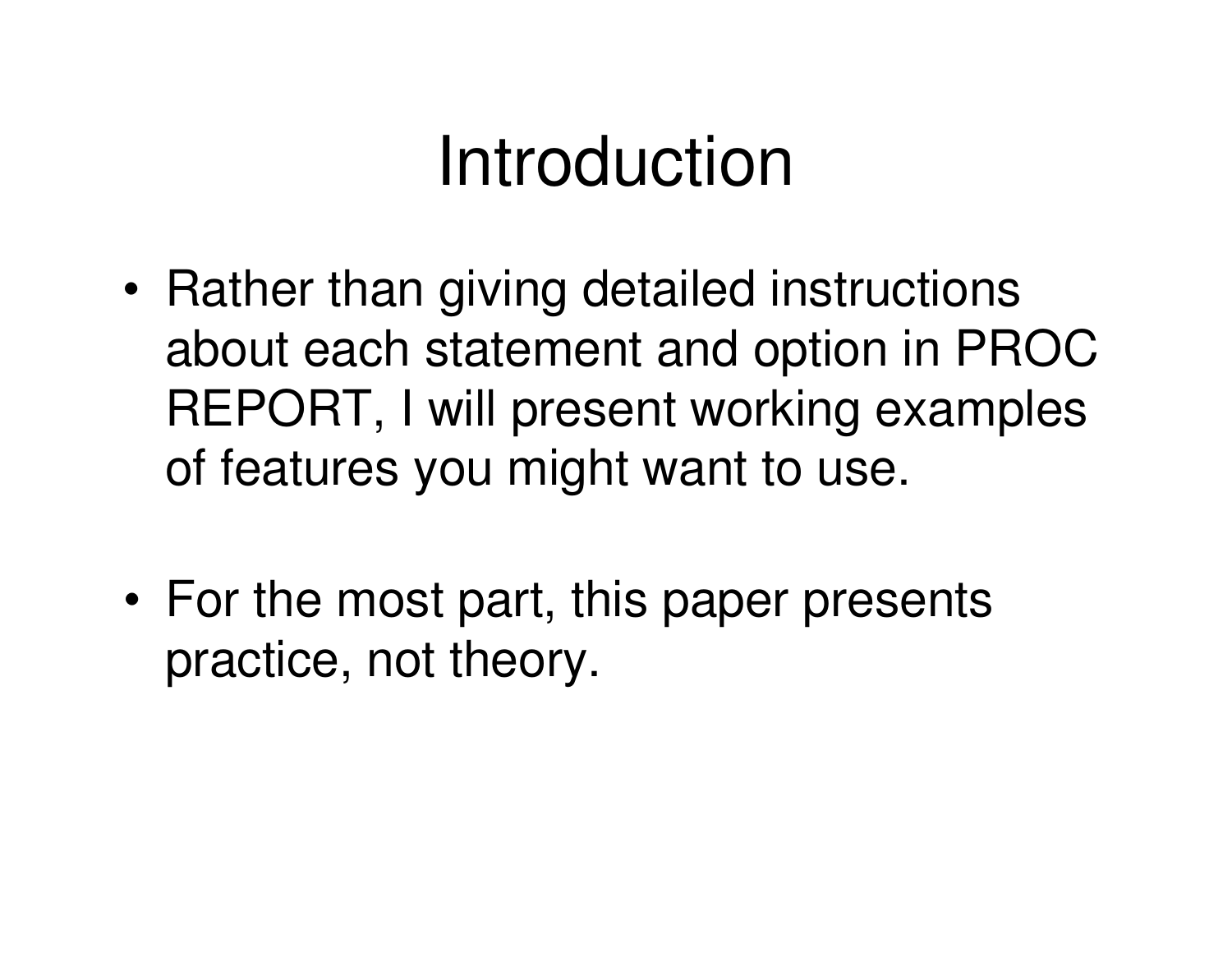# Introduction

- Rather than giving detailed instructions about each statement and option in PROC REPORT, I will present working examples of features you might want to use.

- For the most part, this paper presents practice, not theory.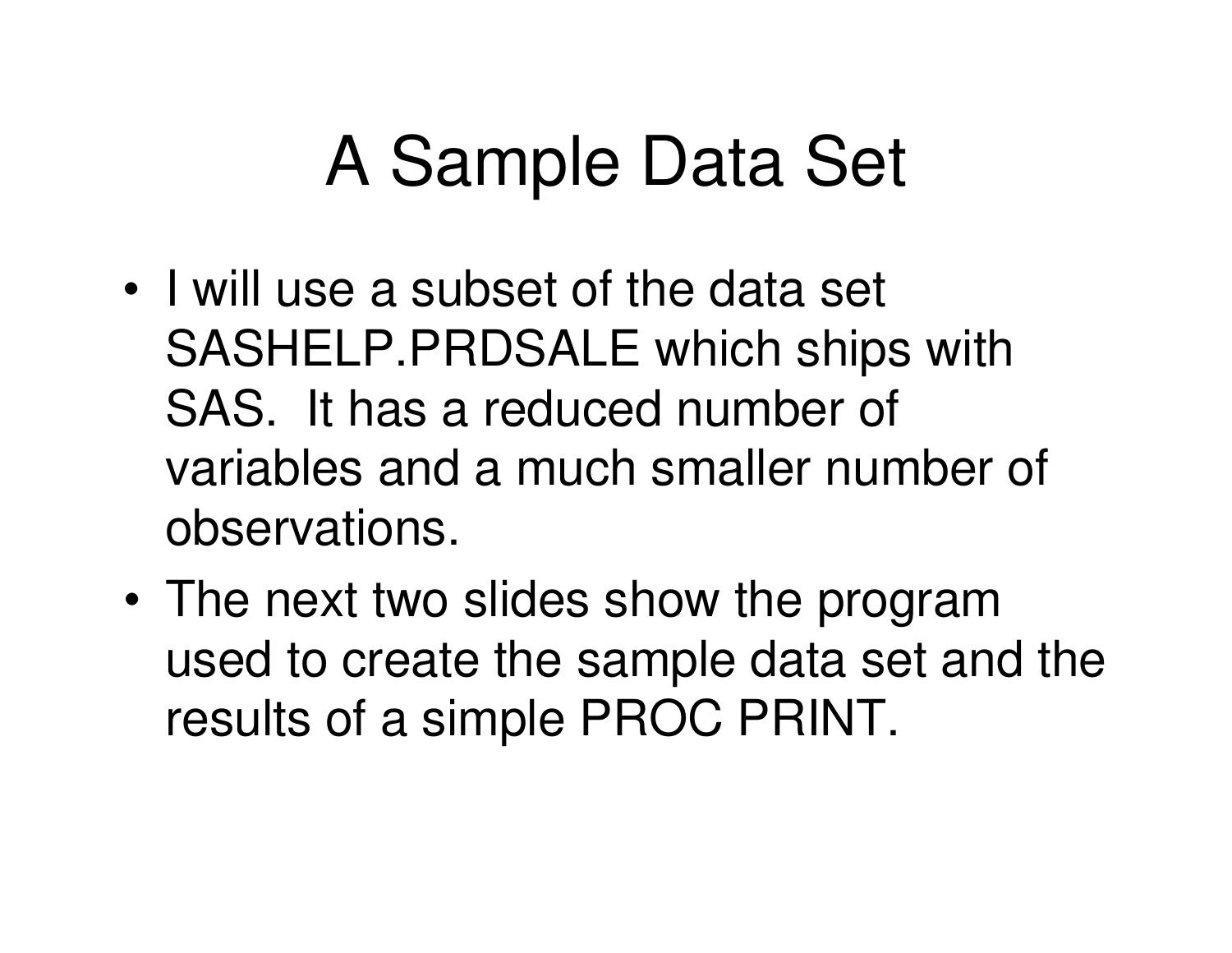# A Sample Data Set

- I will use a subset of the data set SASHELP.PRDSALE which ships with SAS. It has a reduced number of variables and a much smaller number of observations.
- The next two slides show the program used to create the sample data set and the results of a simple PROC PRINT.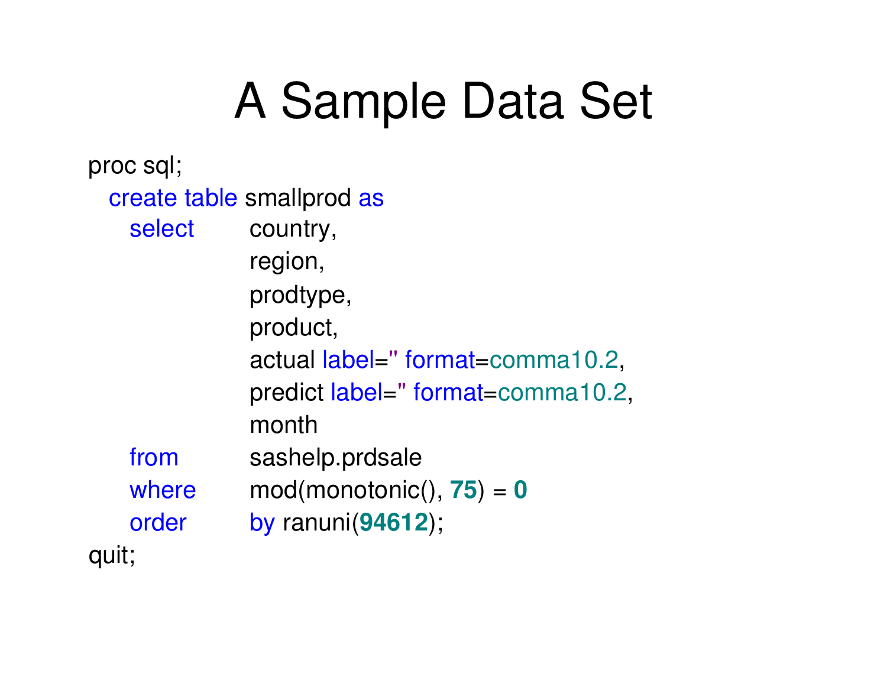# A Sample Data Set

```
proc sql;
  create table smallprod as
    select      country,
                region,
                prodtype,
                product,
                actual label='' format=comma10.2,
                predict label='' format=comma10.2,
                month
    from        sashelp.prdsale
    where       mod(monotonic(), 75) = 0
    order       by ranuni(94612);
quit;
```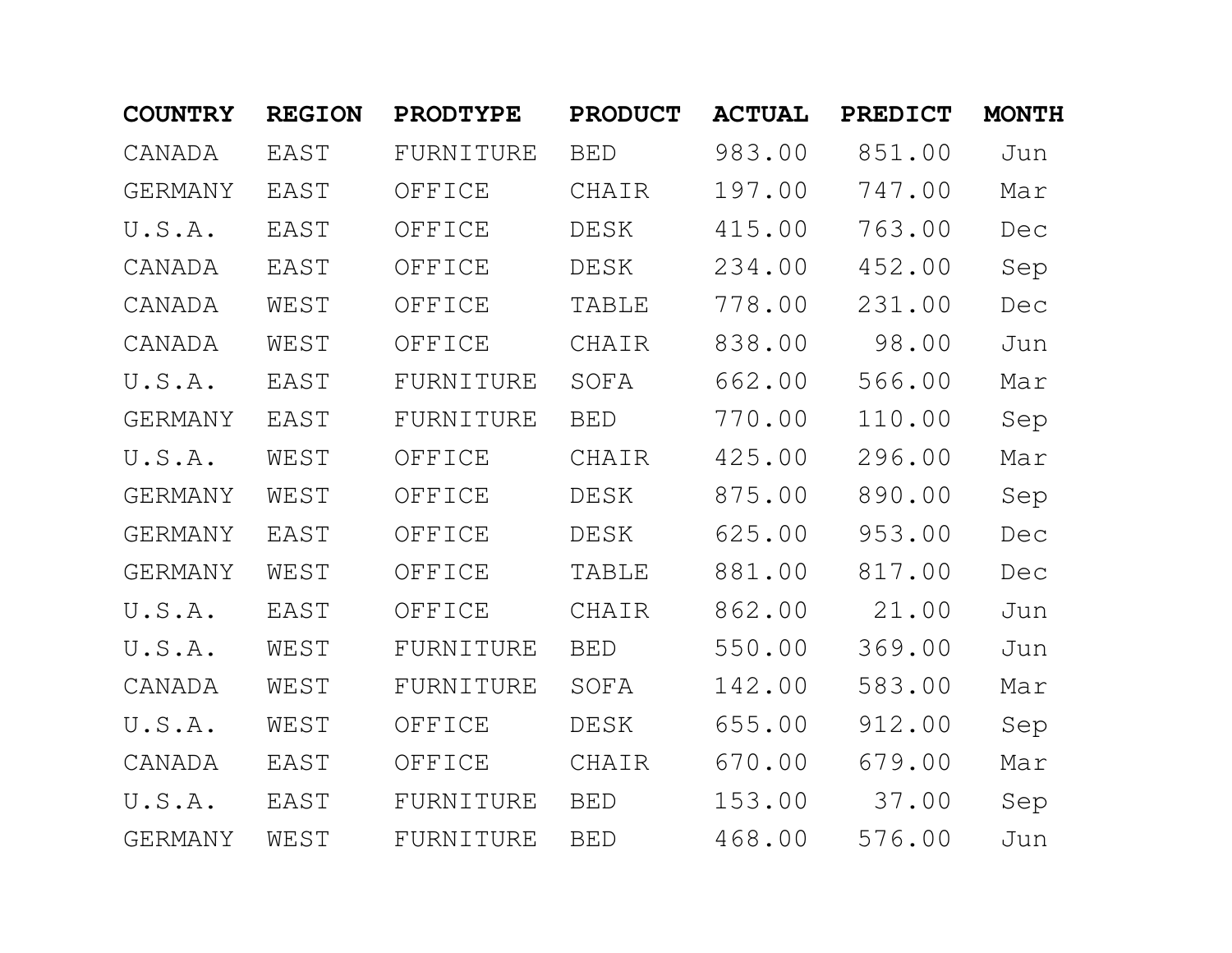| COUNTRY | REGION | PRODTYPE | PRODUCT | ACTUAL | PREDICT | MONTH |
|---|---|---|---|---|---|---|
| CANADA | EAST | FURNITURE | BED | 983.00 | 851.00 | Jun |
| GERMANY | EAST | OFFICE | CHAIR | 197.00 | 747.00 | Mar |
| U.S.A. | EAST | OFFICE | DESK | 415.00 | 763.00 | Dec |
| CANADA | EAST | OFFICE | DESK | 234.00 | 452.00 | Sep |
| CANADA | WEST | OFFICE | TABLE | 778.00 | 231.00 | Dec |
| CANADA | WEST | OFFICE | CHAIR | 838.00 | 98.00 | Jun |
| U.S.A. | EAST | FURNITURE | SOFA | 662.00 | 566.00 | Mar |
| GERMANY | EAST | FURNITURE | BED | 770.00 | 110.00 | Sep |
| U.S.A. | WEST | OFFICE | CHAIR | 425.00 | 296.00 | Mar |
| GERMANY | WEST | OFFICE | DESK | 875.00 | 890.00 | Sep |
| GERMANY | EAST | OFFICE | DESK | 625.00 | 953.00 | Dec |
| GERMANY | WEST | OFFICE | TABLE | 881.00 | 817.00 | Dec |
| U.S.A. | EAST | OFFICE | CHAIR | 862.00 | 21.00 | Jun |
| U.S.A. | WEST | FURNITURE | BED | 550.00 | 369.00 | Jun |
| CANADA | WEST | FURNITURE | SOFA | 142.00 | 583.00 | Mar |
| U.S.A. | WEST | OFFICE | DESK | 655.00 | 912.00 | Sep |
| CANADA | EAST | OFFICE | CHAIR | 670.00 | 679.00 | Mar |
| U.S.A. | EAST | FURNITURE | BED | 153.00 | 37.00 | Sep |
| GERMANY | WEST | FURNITURE | BED | 468.00 | 576.00 | Jun |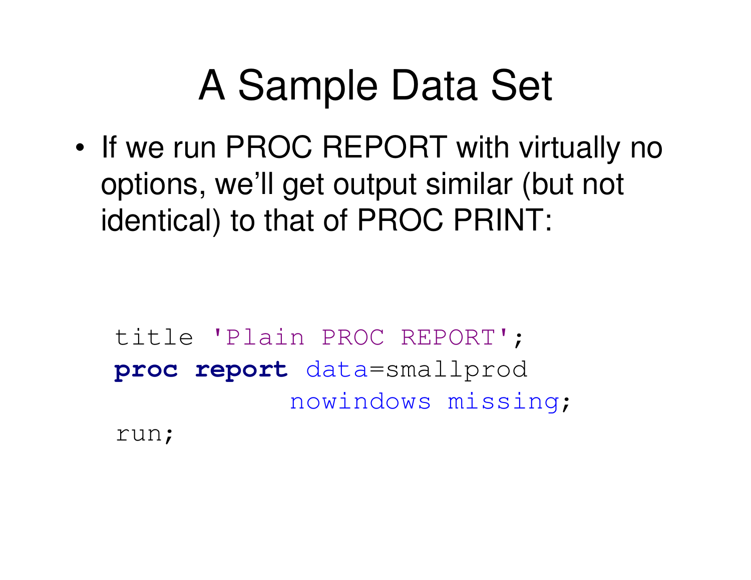# A Sample Data Set

- If we run PROC REPORT with virtually no options, we'll get output similar (but not identical) to that of PROC PRINT:

```
title 'Plain PROC REPORT';
proc report data=smallprod
          nowindows missing;
run;
```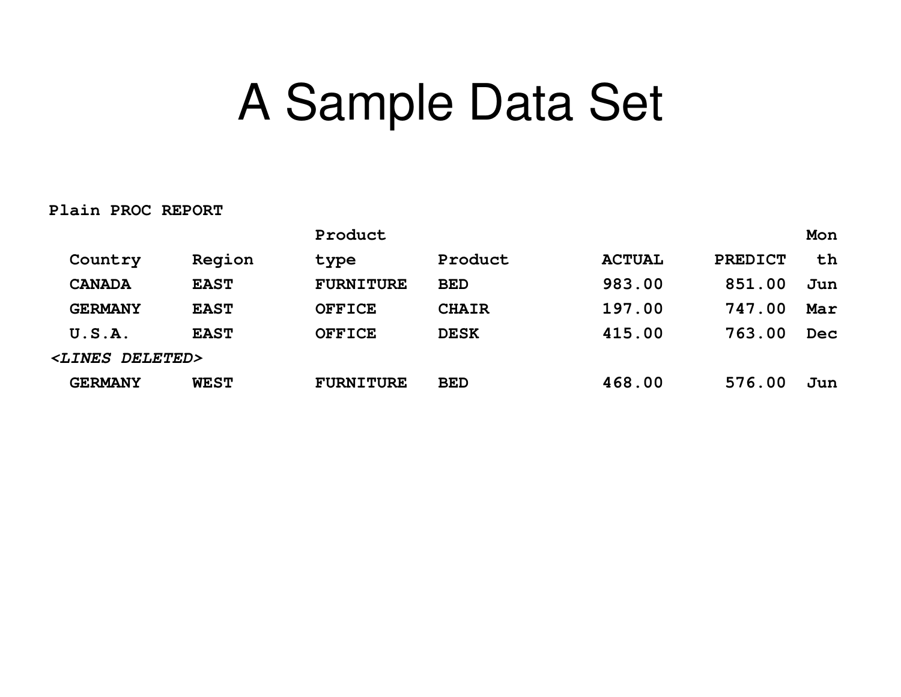# A Sample Data Set

```
Plain PROC REPORT
                          Product                                         Mon
  Country     Region      type         Product          ACTUAL    PREDICT  th
  CANADA      EAST        FURNITURE    BED              983.00     851.00 Jun
  GERMANY     EAST        OFFICE       CHAIR            197.00     747.00 Mar
  U.S.A.      EAST        OFFICE       DESK             415.00     763.00 Dec
<LINES DELETED>
  GERMANY     WEST        FURNITURE    BED              468.00     576.00 Jun
```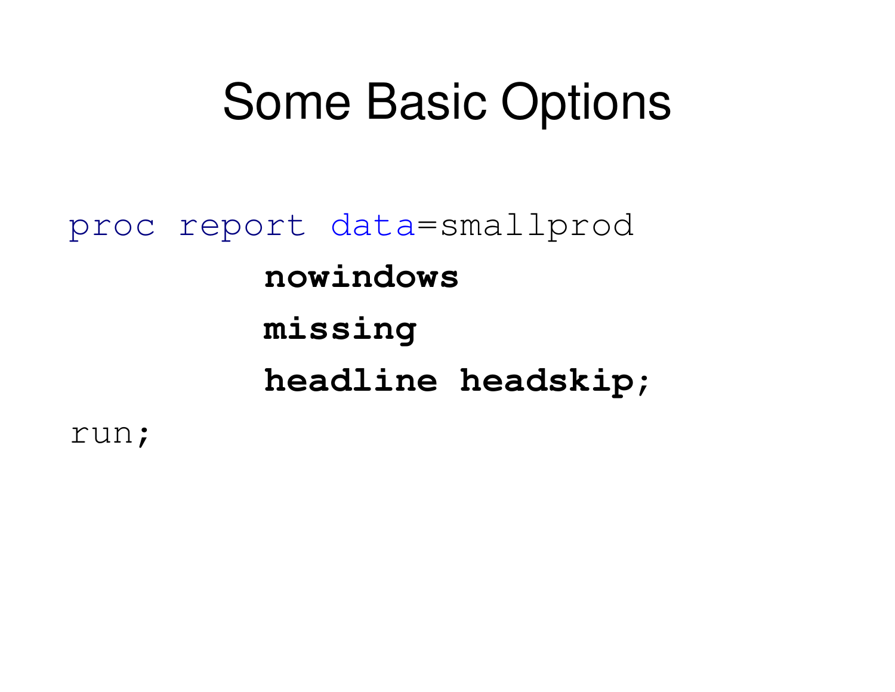# Some Basic Options

```
proc report data=smallprod
         nowindows
         missing
         headline headskip;
run;
```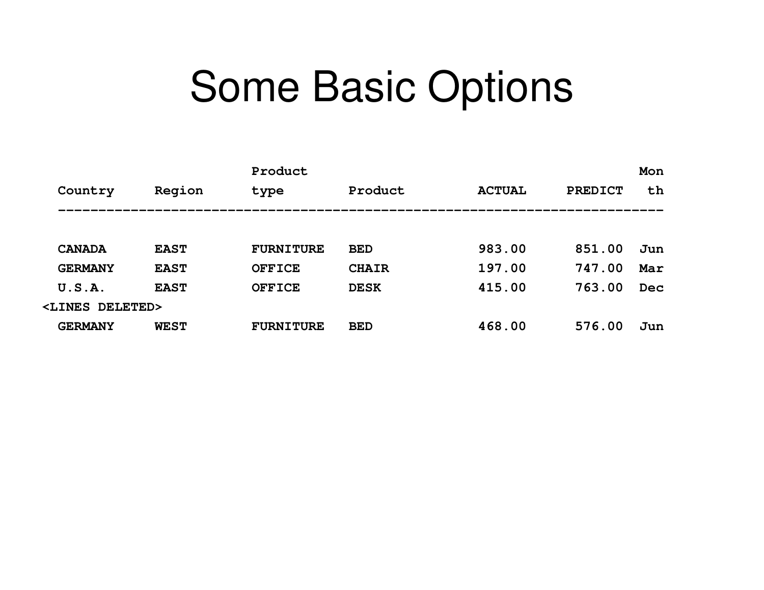# Some Basic Options

```
                      Product                                           Mon
  Country     Region      type        Product         ACTUAL     PREDICT   th
  ---------------------------------------------------------------------------


  CANADA      EAST        FURNITURE   BED             983.00      851.00  Jun
  GERMANY     EAST        OFFICE      CHAIR           197.00      747.00  Mar
  U.S.A.      EAST        OFFICE      DESK            415.00      763.00  Dec
<LINES DELETED>
  GERMANY     WEST        FURNITURE   BED             468.00      576.00  Jun
```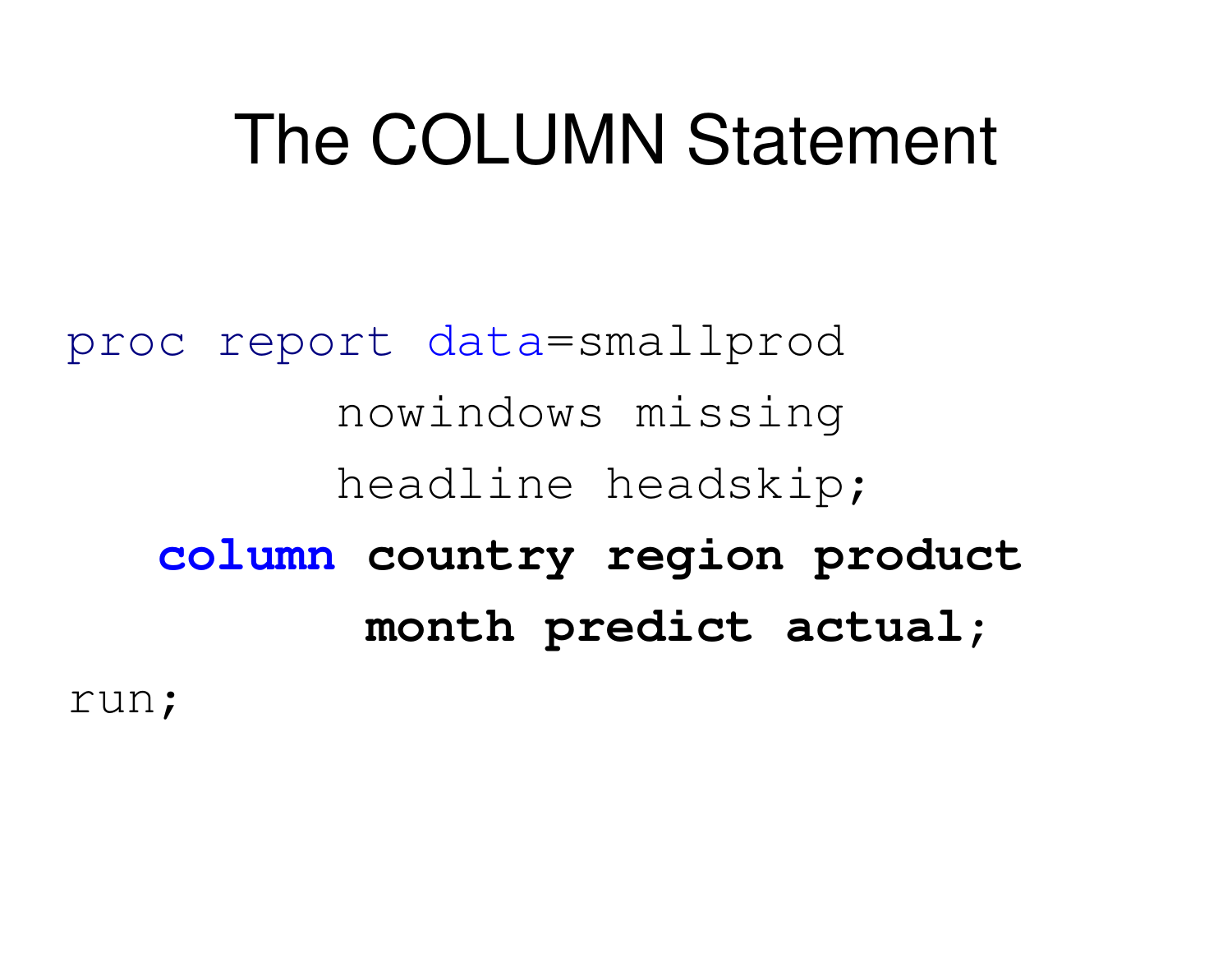# The COLUMN Statement

```
proc report data=smallprod
        nowindows missing
        headline headskip;
   column country region product
          month predict actual;
run;
```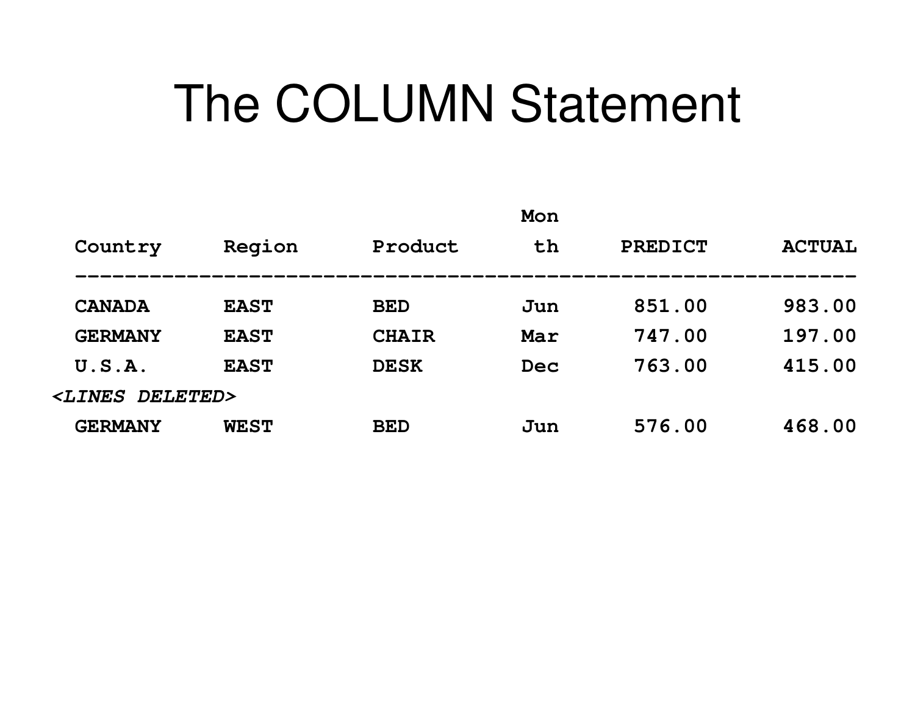# The COLUMN Statement

```
                                  Mon
  Country     Region      Product      th     PREDICT      ACTUAL
  ----------------------------------------------------------------
  CANADA      EAST        BED         Jun      851.00      983.00
  GERMANY     EAST        CHAIR       Mar      747.00      197.00
  U.S.A.      EAST        DESK        Dec      763.00      415.00
<LINES DELETED>
  GERMANY     WEST        BED         Jun      576.00      468.00
```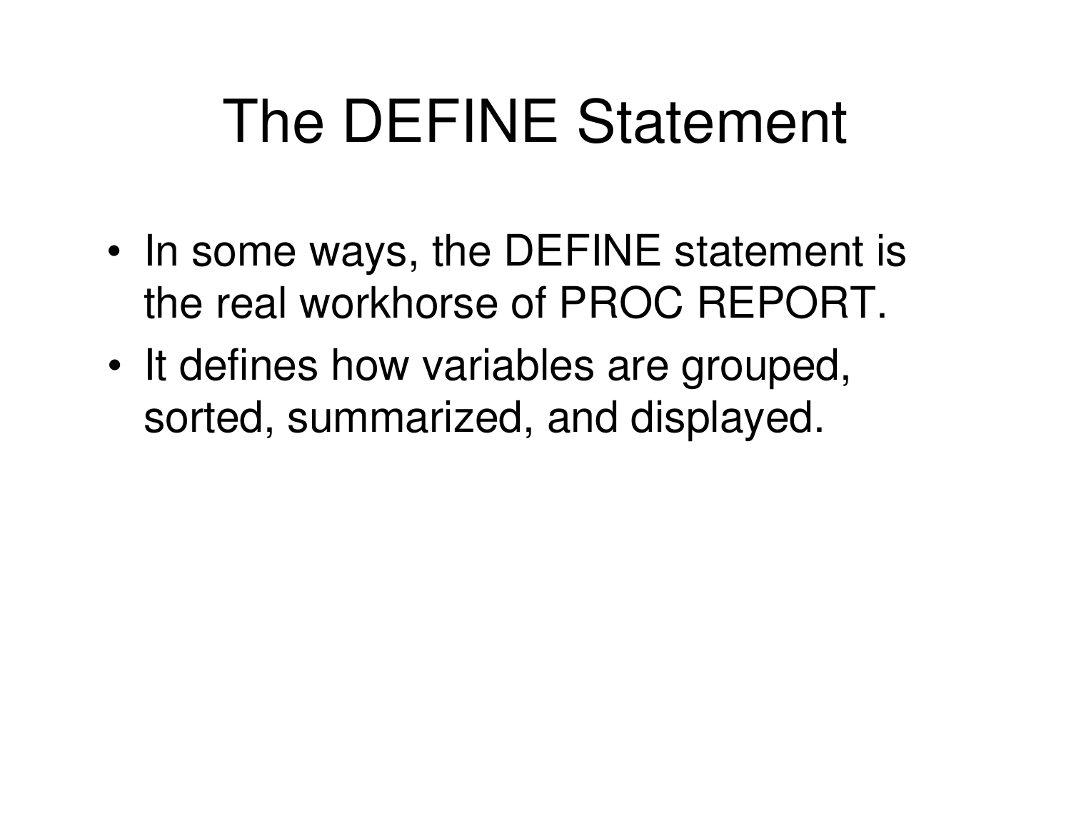# The DEFINE Statement

- In some ways, the DEFINE statement is the real workhorse of PROC REPORT.
- It defines how variables are grouped, sorted, summarized, and displayed.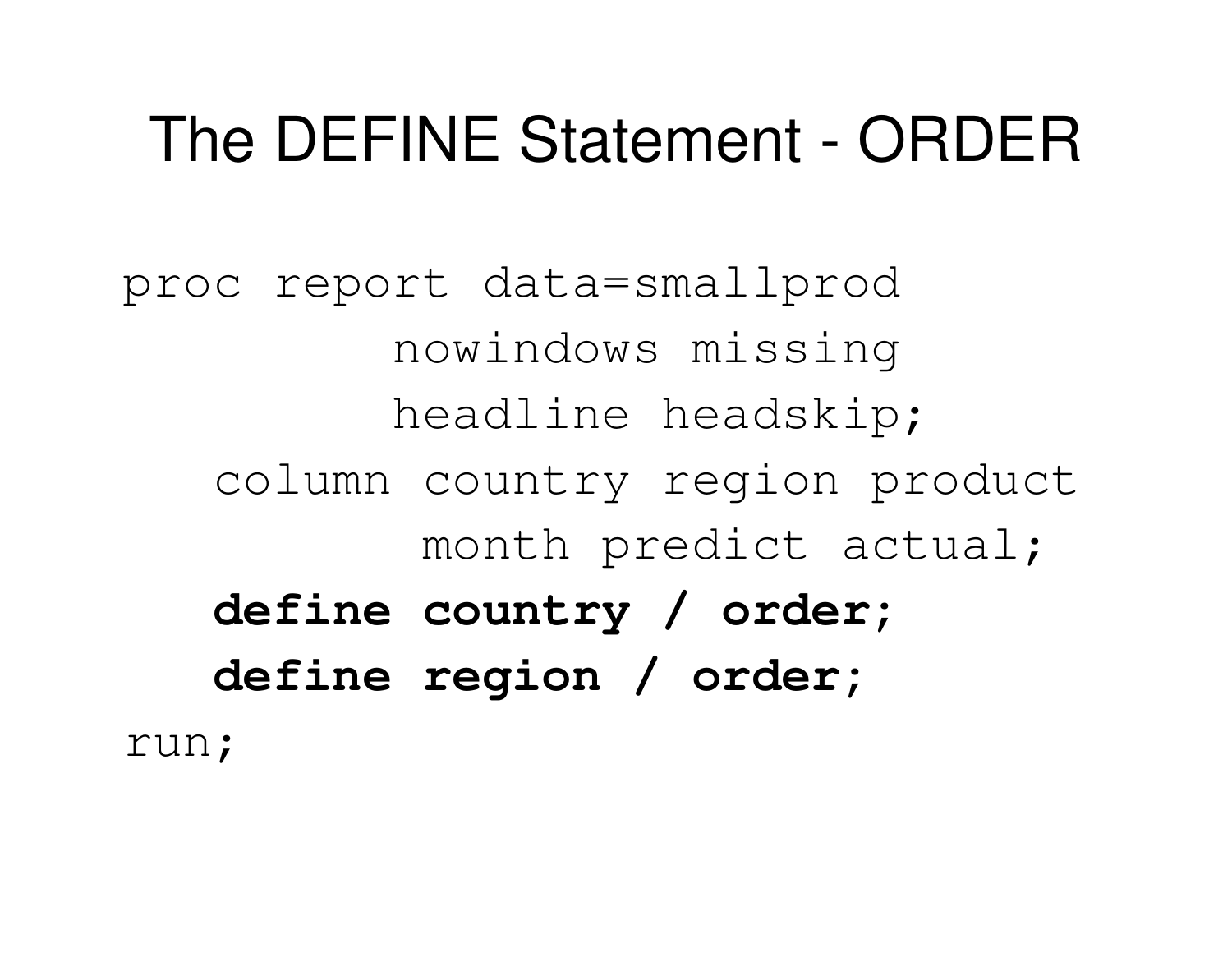# The DEFINE Statement - ORDER

```
proc report data=smallprod
        nowindows missing
        headline headskip;
   column country region product
          month predict actual;
   define country / order;
   define region / order;
run;
```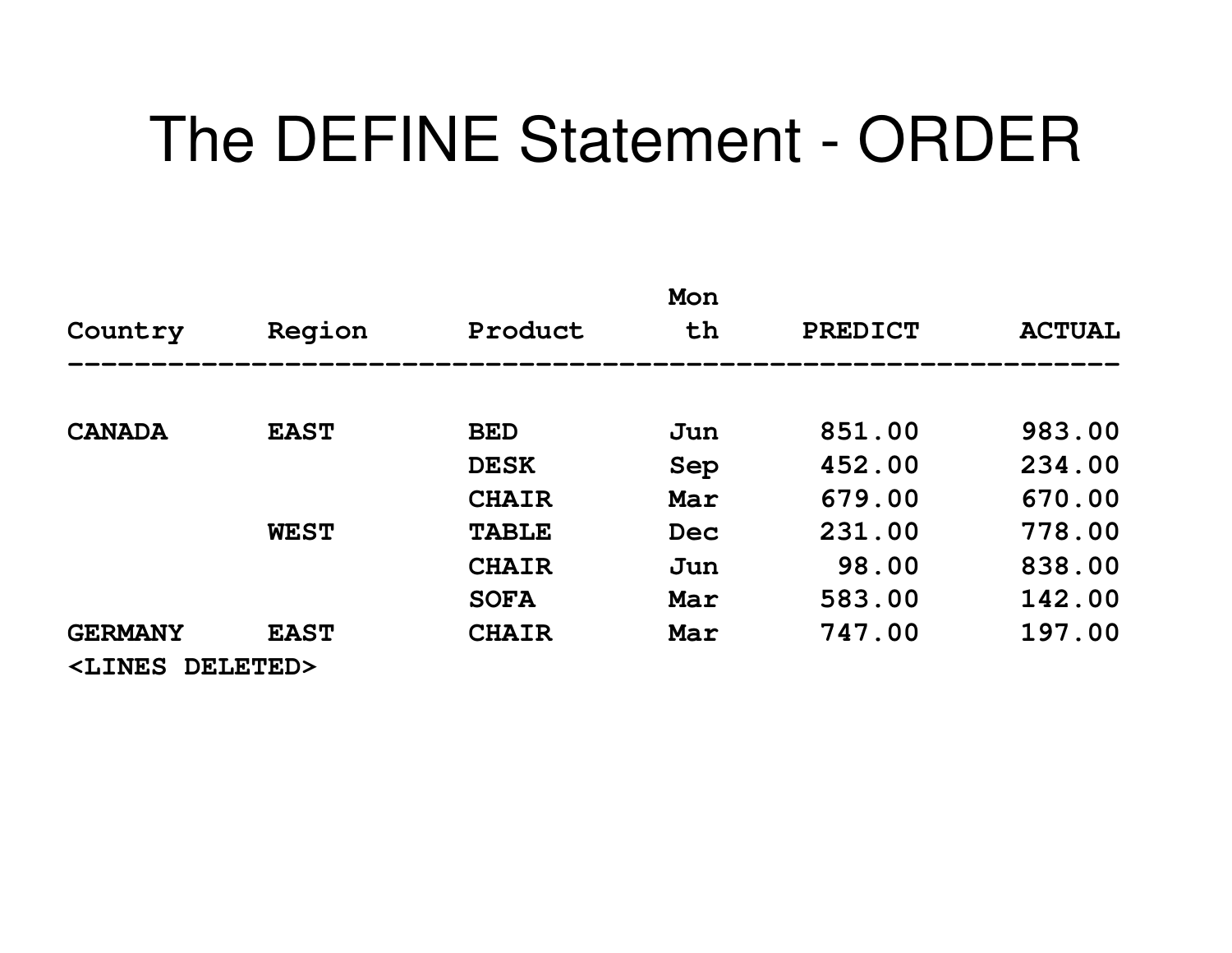# The DEFINE Statement - ORDER

```
                                         Mon
Country      Region       Product         th      PREDICT       ACTUAL
----------------------------------------------------------------------

CANADA       EAST         BED            Jun       851.00       983.00
                          DESK           Sep       452.00       234.00
                          CHAIR          Mar       679.00       670.00
             WEST         TABLE          Dec       231.00       778.00
                          CHAIR          Jun        98.00       838.00
                          SOFA           Mar       583.00       142.00
GERMANY      EAST         CHAIR          Mar       747.00       197.00
<LINES DELETED>
```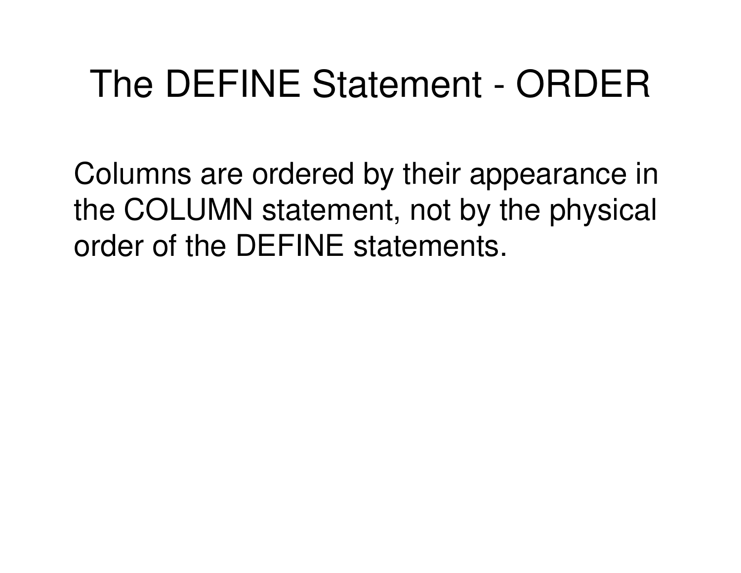# The DEFINE Statement - ORDER

Columns are ordered by their appearance in the COLUMN statement, not by the physical order of the DEFINE statements.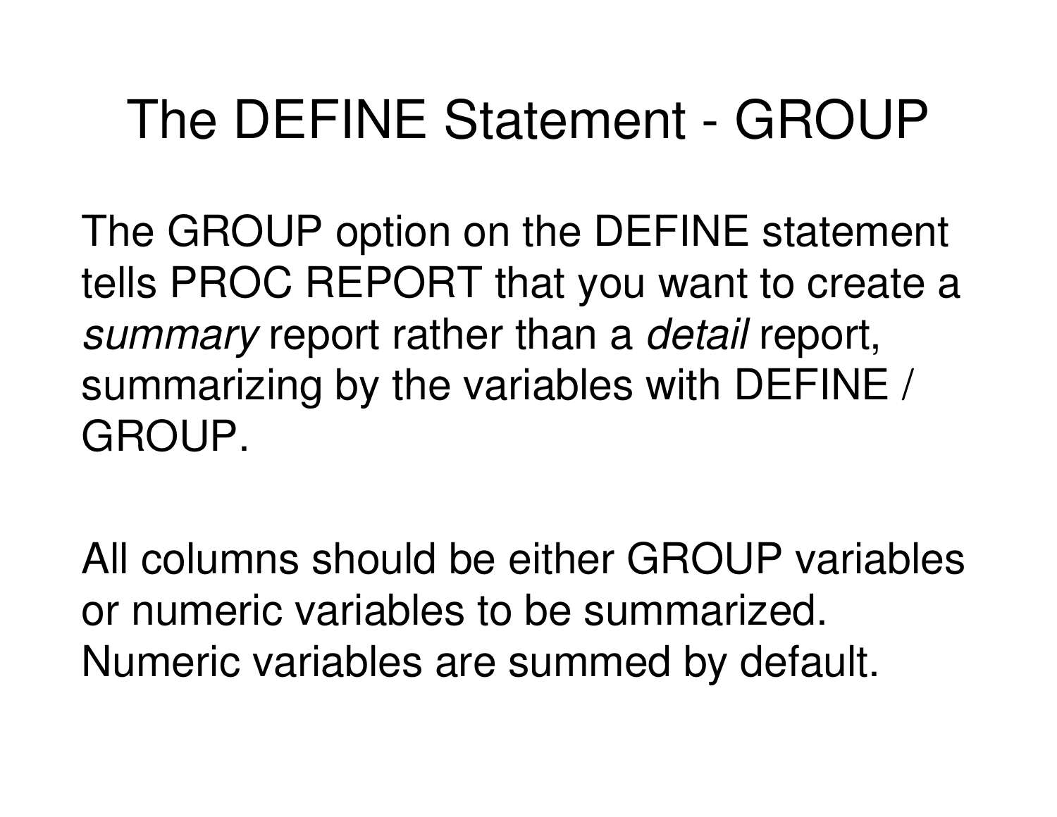# The DEFINE Statement - GROUP

The GROUP option on the DEFINE statement tells PROC REPORT that you want to create a *summary* report rather than a *detail* report, summarizing by the variables with DEFINE / GROUP.

All columns should be either GROUP variables or numeric variables to be summarized. Numeric variables are summed by default.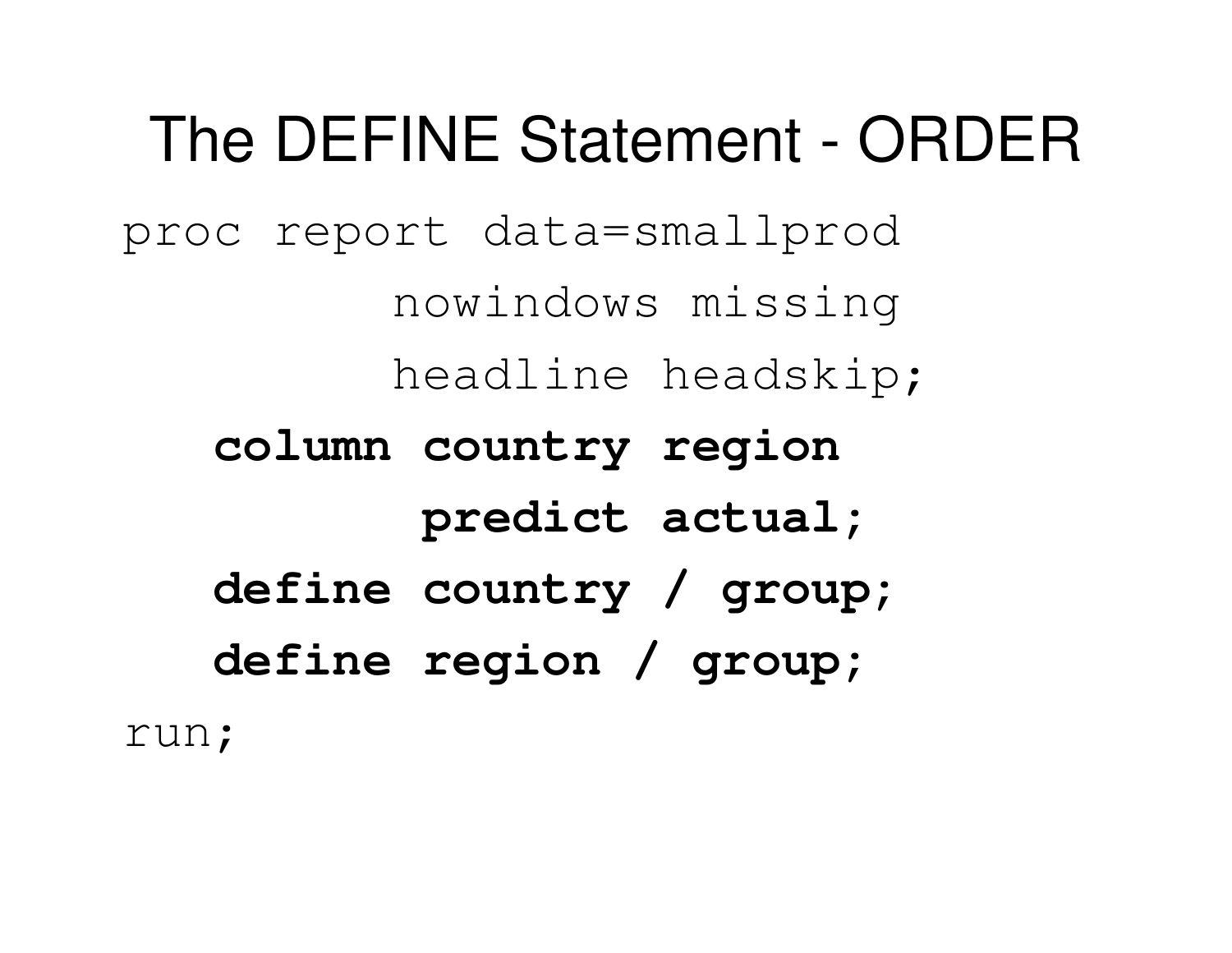# The DEFINE Statement - ORDER

```
proc report data=smallprod
         nowindows missing
         headline headskip;
   column country region
          predict actual;
   define country / group;
   define region / group;
run;
```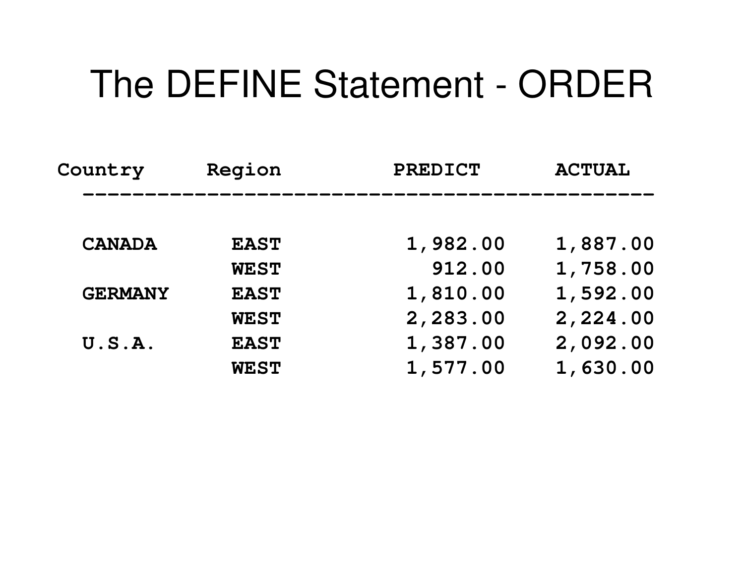# The DEFINE Statement - ORDER

| Country | Region | PREDICT | ACTUAL |
|---|---|---|---|
| CANADA | EAST | 1,982.00 | 1,887.00 |
| | WEST | 912.00 | 1,758.00 |
| GERMANY | EAST | 1,810.00 | 1,592.00 |
| | WEST | 2,283.00 | 2,224.00 |
| U.S.A. | EAST | 1,387.00 | 2,092.00 |
| | WEST | 1,577.00 | 1,630.00 |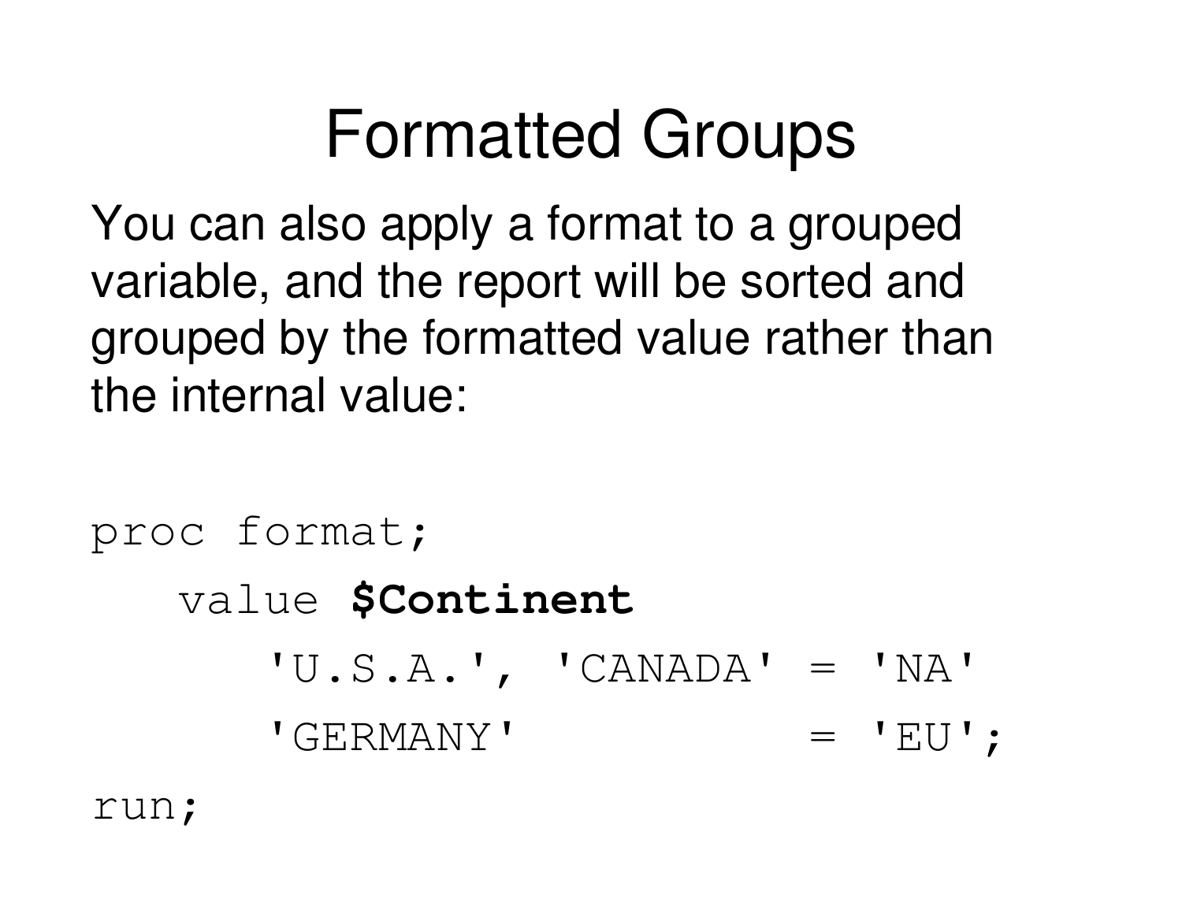# Formatted Groups

You can also apply a format to a grouped variable, and the report will be sorted and grouped by the formatted value rather than the internal value:

```
proc format;
   value $Continent
      'U.S.A.', 'CANADA' = 'NA'
      'GERMANY'          = 'EU';
run;
```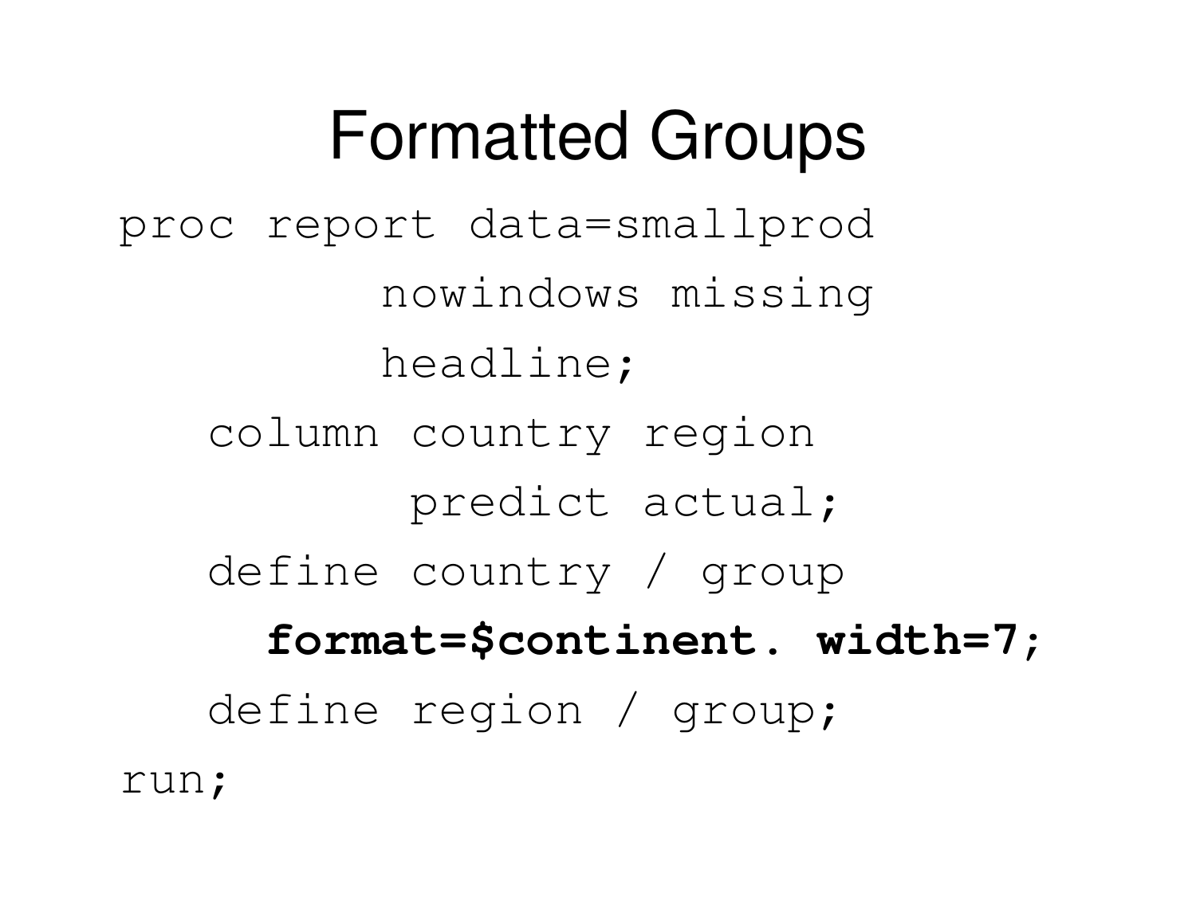# Formatted Groups

```
proc report data=smallprod
         nowindows missing
         headline;
   column country region
          predict actual;
   define country / group
     format=$continent. width=7;
   define region / group;
run;
```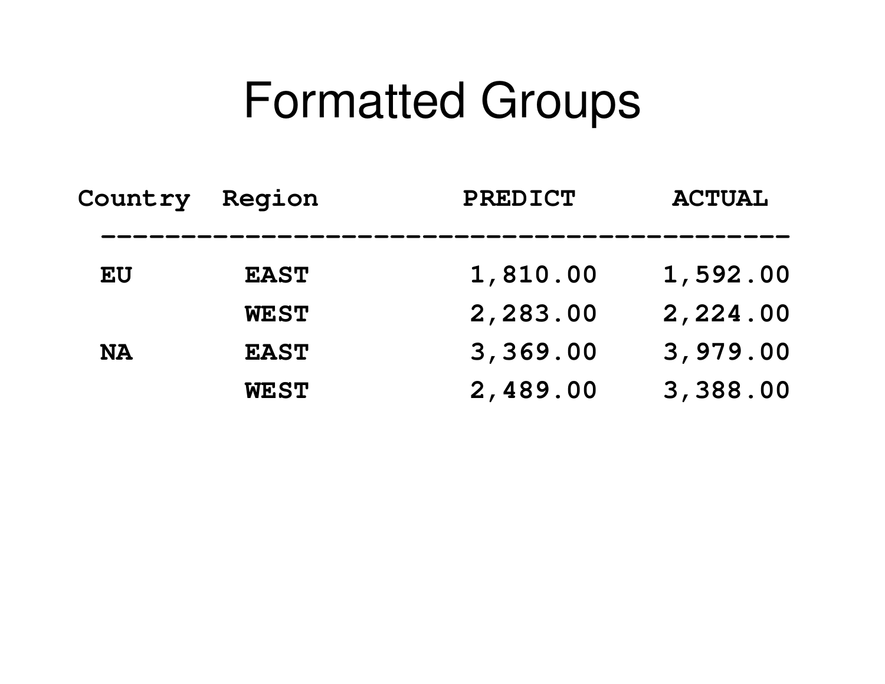# Formatted Groups

| Country | Region | PREDICT | ACTUAL |
|---|---|---|---|
| EU | EAST | 1,810.00 | 1,592.00 |
| | WEST | 2,283.00 | 2,224.00 |
| NA | EAST | 3,369.00 | 3,979.00 |
| | WEST | 2,489.00 | 3,388.00 |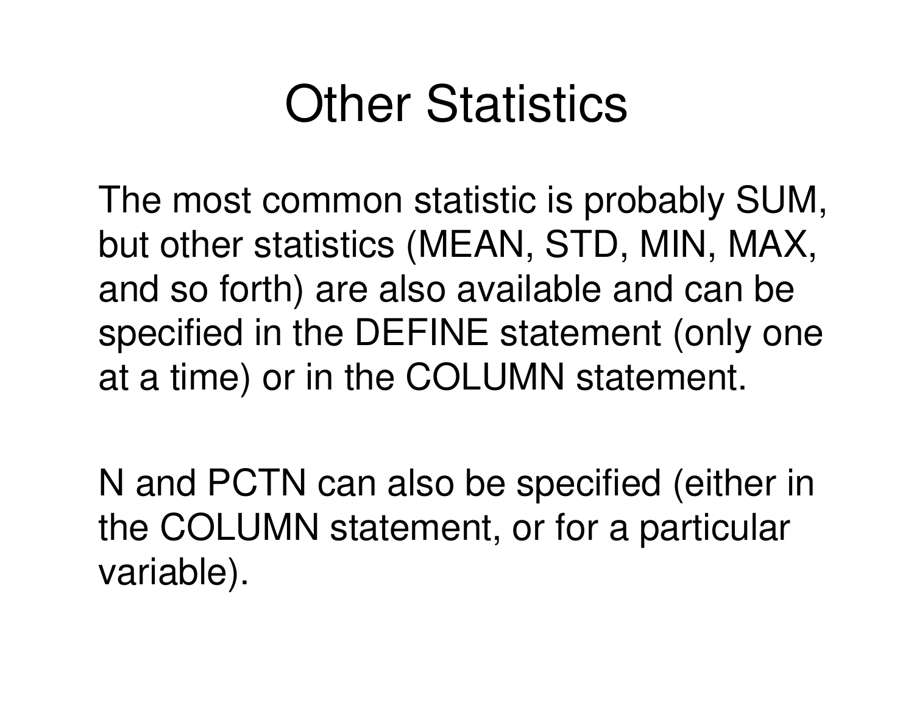# Other Statistics

The most common statistic is probably SUM, but other statistics (MEAN, STD, MIN, MAX, and so forth) are also available and can be specified in the DEFINE statement (only one at a time) or in the COLUMN statement.

N and PCTN can also be specified (either in the COLUMN statement, or for a particular variable).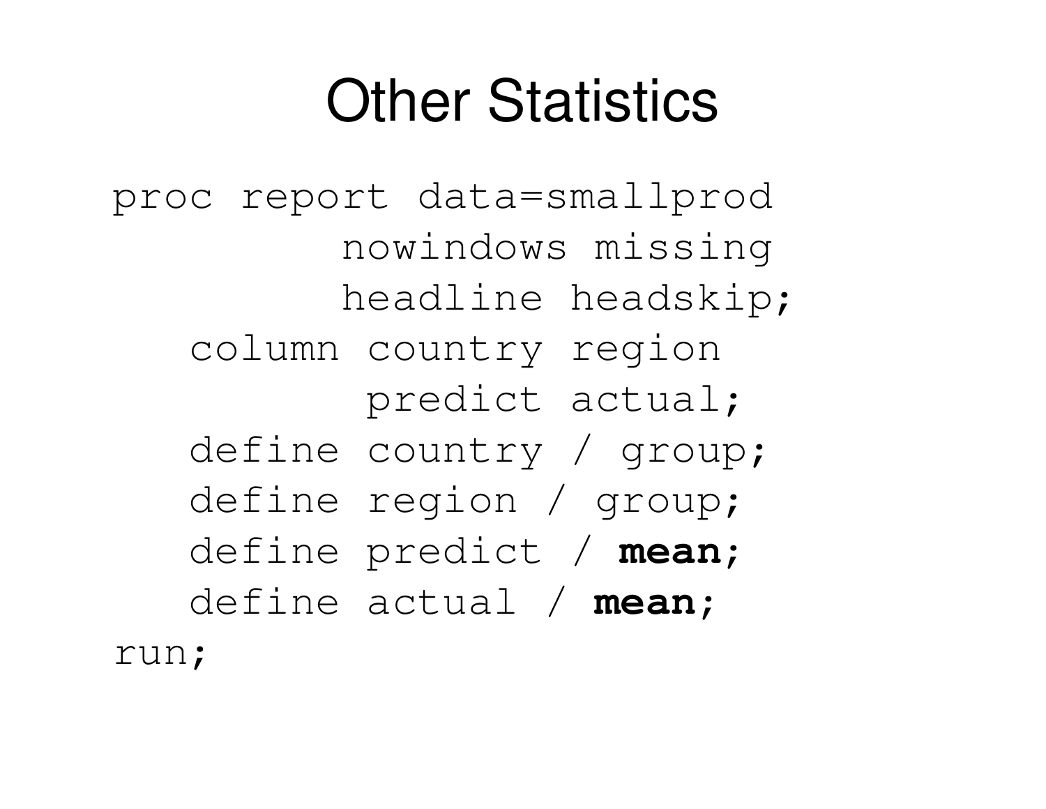# Other Statistics

```
proc report data=smallprod
         nowindows missing
         headline headskip;
   column country region
          predict actual;
   define country / group;
   define region / group;
   define predict / mean;
   define actual / mean;
run;
```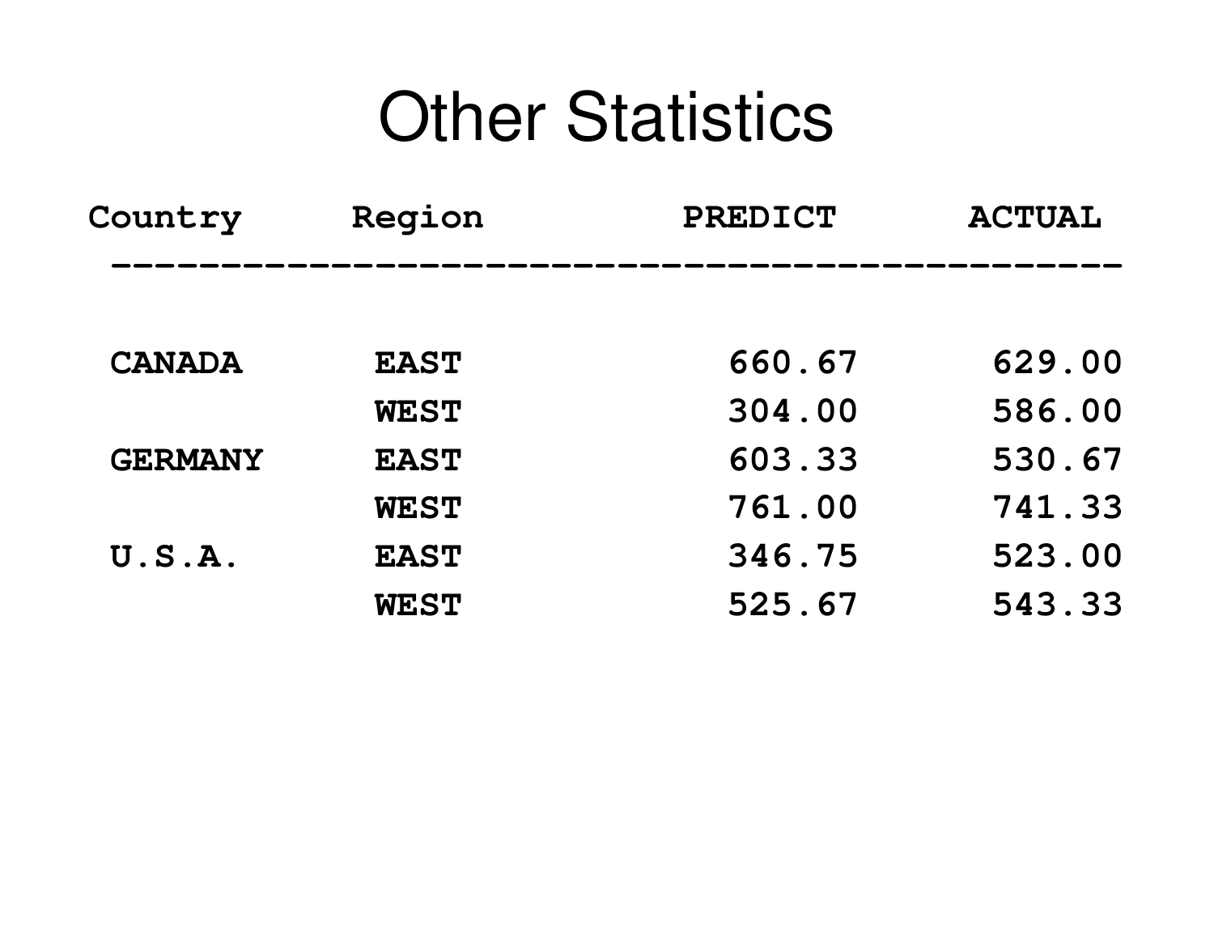# Other Statistics

| Country | Region | PREDICT | ACTUAL |
|---|---|---|---|
| CANADA | EAST | 660.67 | 629.00 |
| | WEST | 304.00 | 586.00 |
| GERMANY | EAST | 603.33 | 530.67 |
| | WEST | 761.00 | 741.33 |
| U.S.A. | EAST | 346.75 | 523.00 |
| | WEST | 525.67 | 543.33 |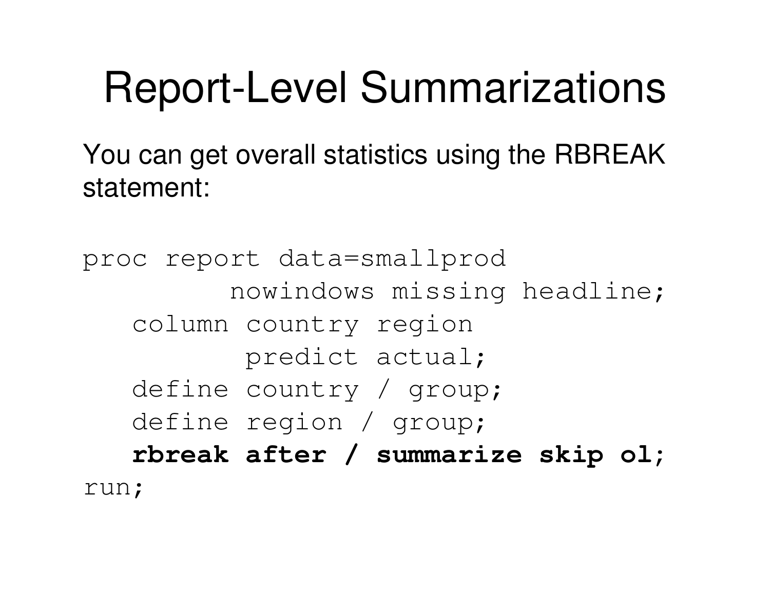# Report-Level Summarizations

You can get overall statistics using the RBREAK statement:

```
proc report data=smallprod
         nowindows missing headline;
   column country region
          predict actual;
   define country / group;
   define region / group;
   rbreak after / summarize skip ol;
run;
```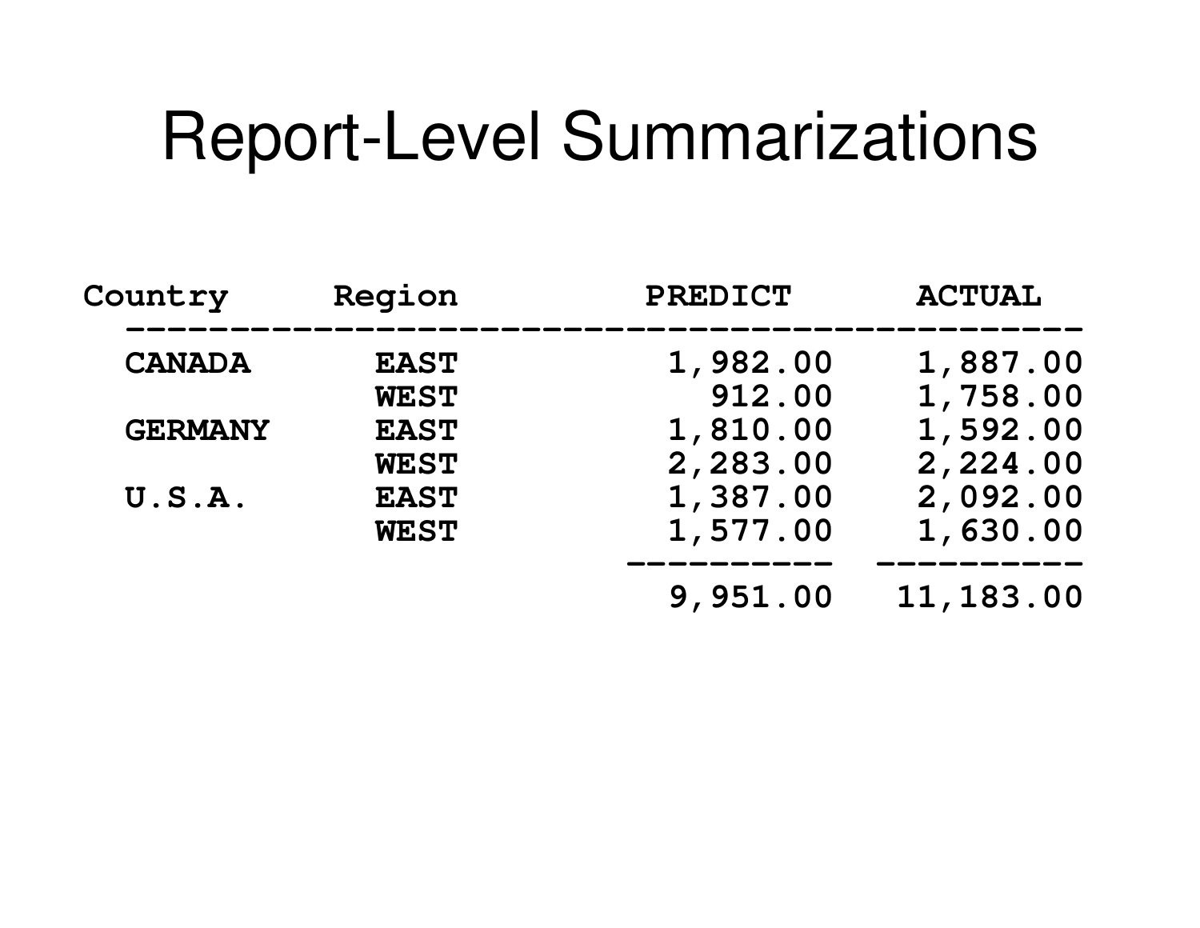# Report-Level Summarizations

| Country | Region | PREDICT | ACTUAL |
|---|---|---|---|
| CANADA | EAST | 1,982.00 | 1,887.00 |
| | WEST | 912.00 | 1,758.00 |
| GERMANY | EAST | 1,810.00 | 1,592.00 |
| | WEST | 2,283.00 | 2,224.00 |
| U.S.A. | EAST | 1,387.00 | 2,092.00 |
| | WEST | 1,577.00 | 1,630.00 |
| | | 9,951.00 | 11,183.00 |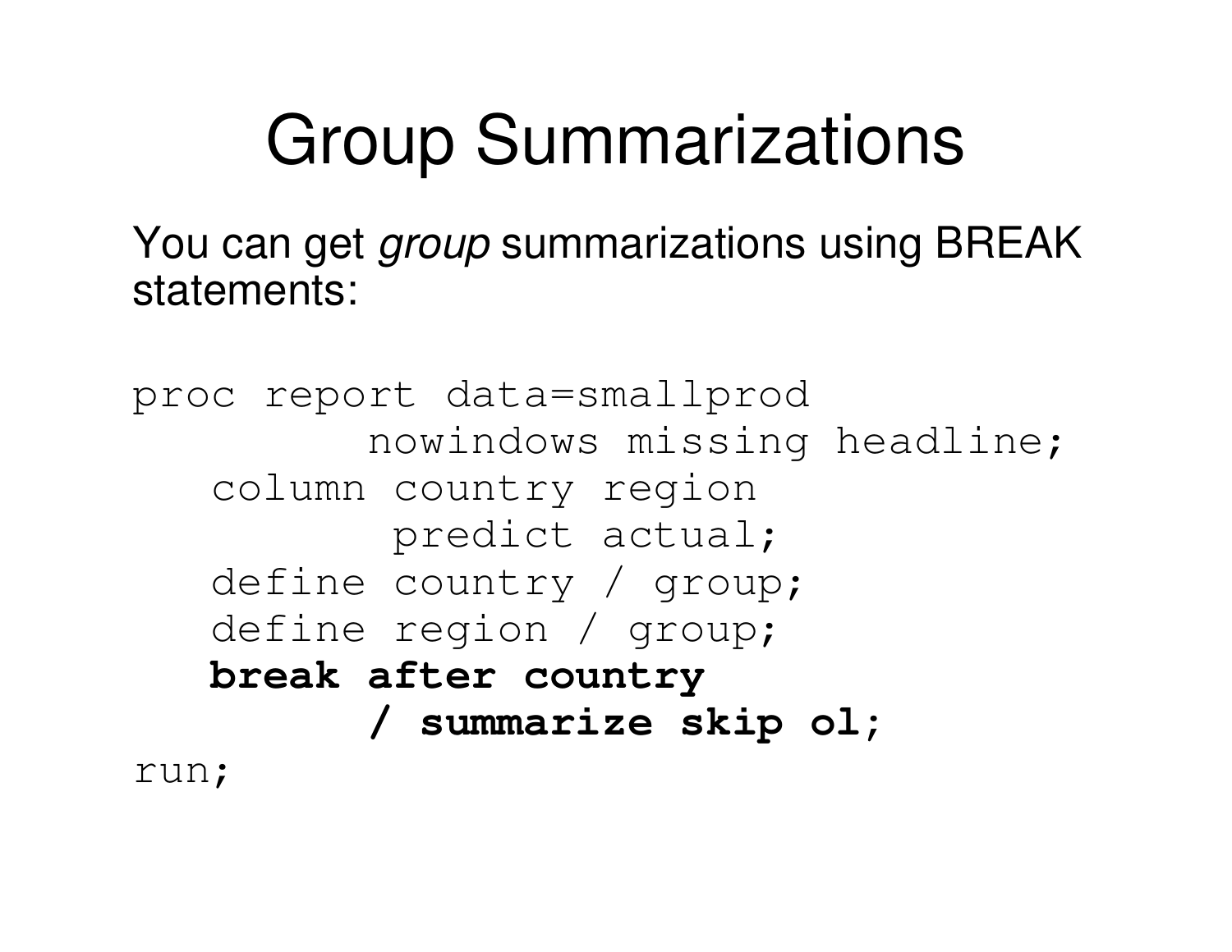# Group Summarizations

You can get *group* summarizations using BREAK statements:

```
proc report data=smallprod
        nowindows missing headline;
   column country region
          predict actual;
   define country / group;
   define region / group;
   break after country
        / summarize skip ol;
run;
```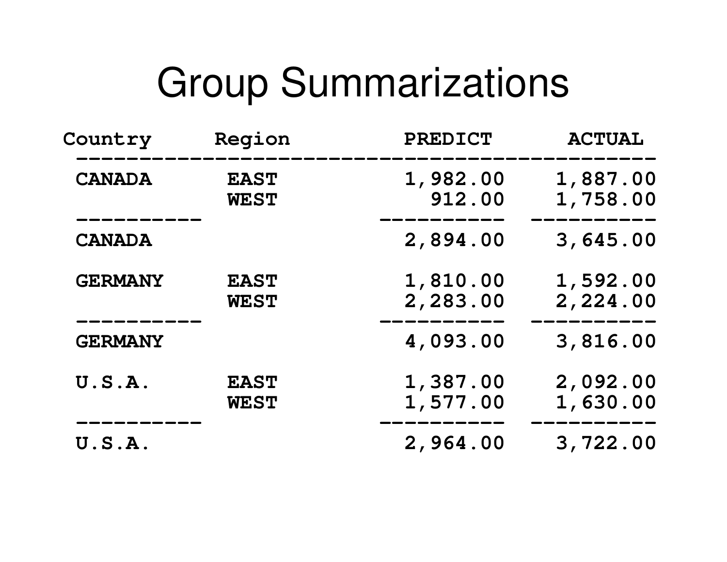# Group Summarizations

| Country | Region | PREDICT | ACTUAL |
|---|---|---|---|
| CANADA | EAST | 1,982.00 | 1,887.00 |
| | WEST | 912.00 | 1,758.00 |
| CANADA | | 2,894.00 | 3,645.00 |
| GERMANY | EAST | 1,810.00 | 1,592.00 |
| | WEST | 2,283.00 | 2,224.00 |
| GERMANY | | 4,093.00 | 3,816.00 |
| U.S.A. | EAST | 1,387.00 | 2,092.00 |
| | WEST | 1,577.00 | 1,630.00 |
| U.S.A. | | 2,964.00 | 3,722.00 |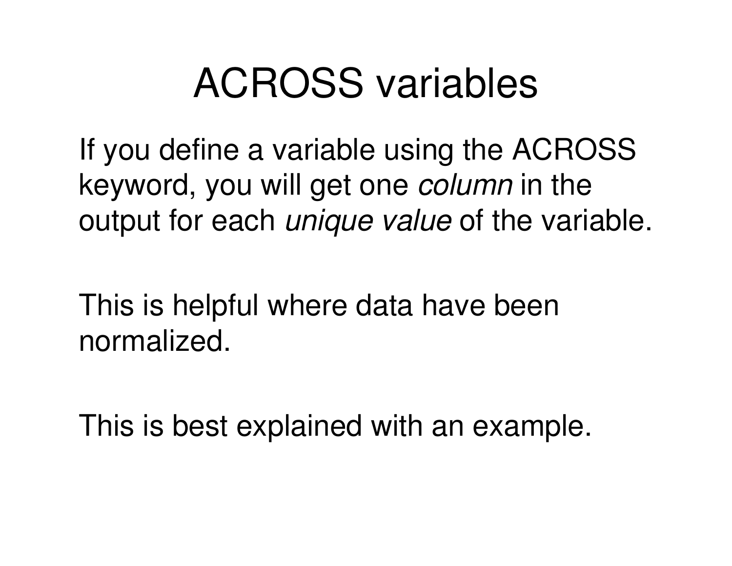# ACROSS variables

If you define a variable using the ACROSS keyword, you will get one *column* in the output for each *unique value* of the variable.

This is helpful where data have been normalized.

This is best explained with an example.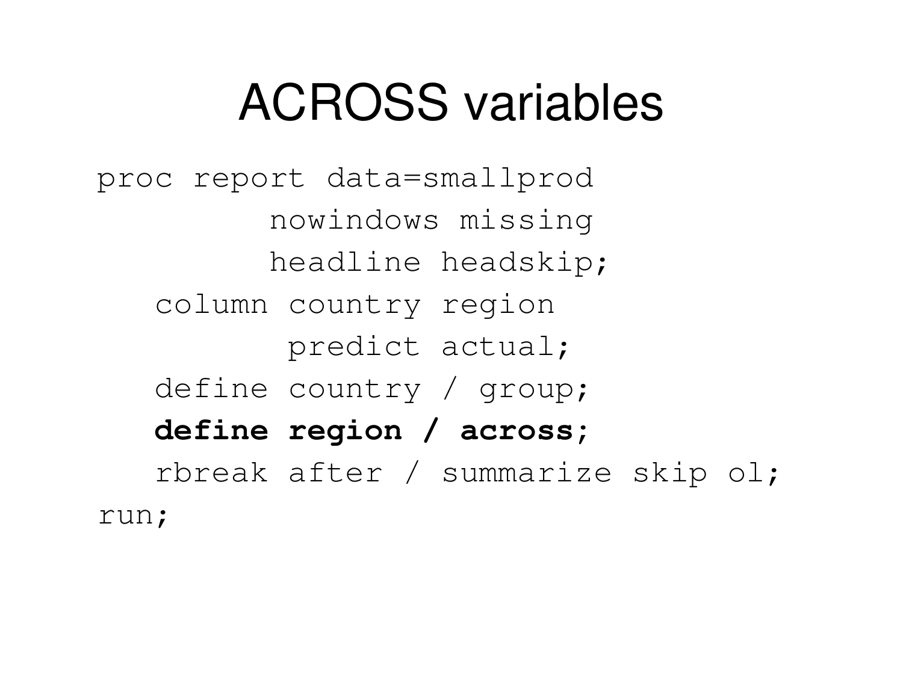# ACROSS variables

```
proc report data=smallprod
         nowindows missing
         headline headskip;
   column country region
          predict actual;
   define country / group;
   define region / across;
   rbreak after / summarize skip ol;
run;
```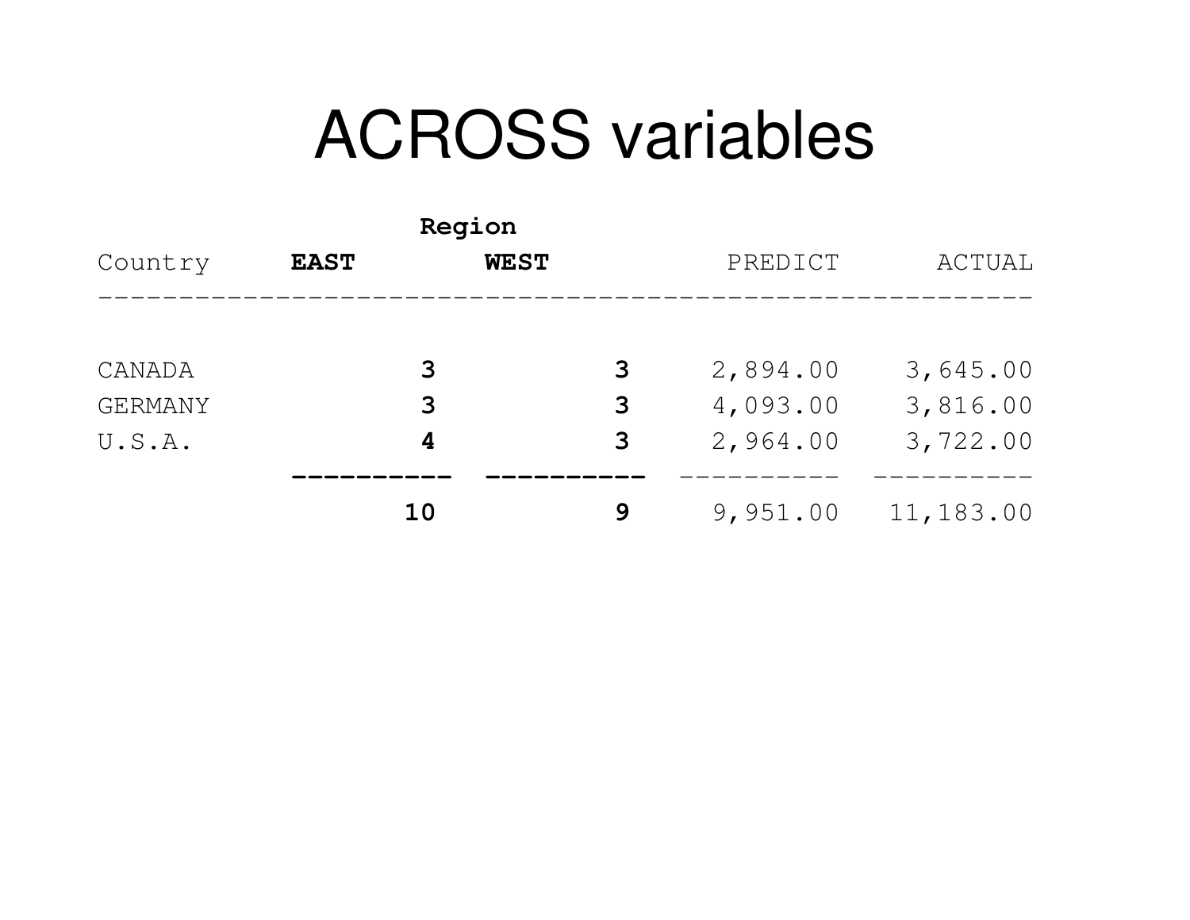# ACROSS variables

| | Region | | | |
|---|---|---|---|---|
| Country | **EAST** | **WEST** | PREDICT | ACTUAL |
| CANADA | **3** | **3** | 2,894.00 | 3,645.00 |
| GERMANY | **3** | **3** | 4,093.00 | 3,816.00 |
| U.S.A. | **4** | **3** | 2,964.00 | 3,722.00 |
| | **10** | **9** | 9,951.00 | 11,183.00 |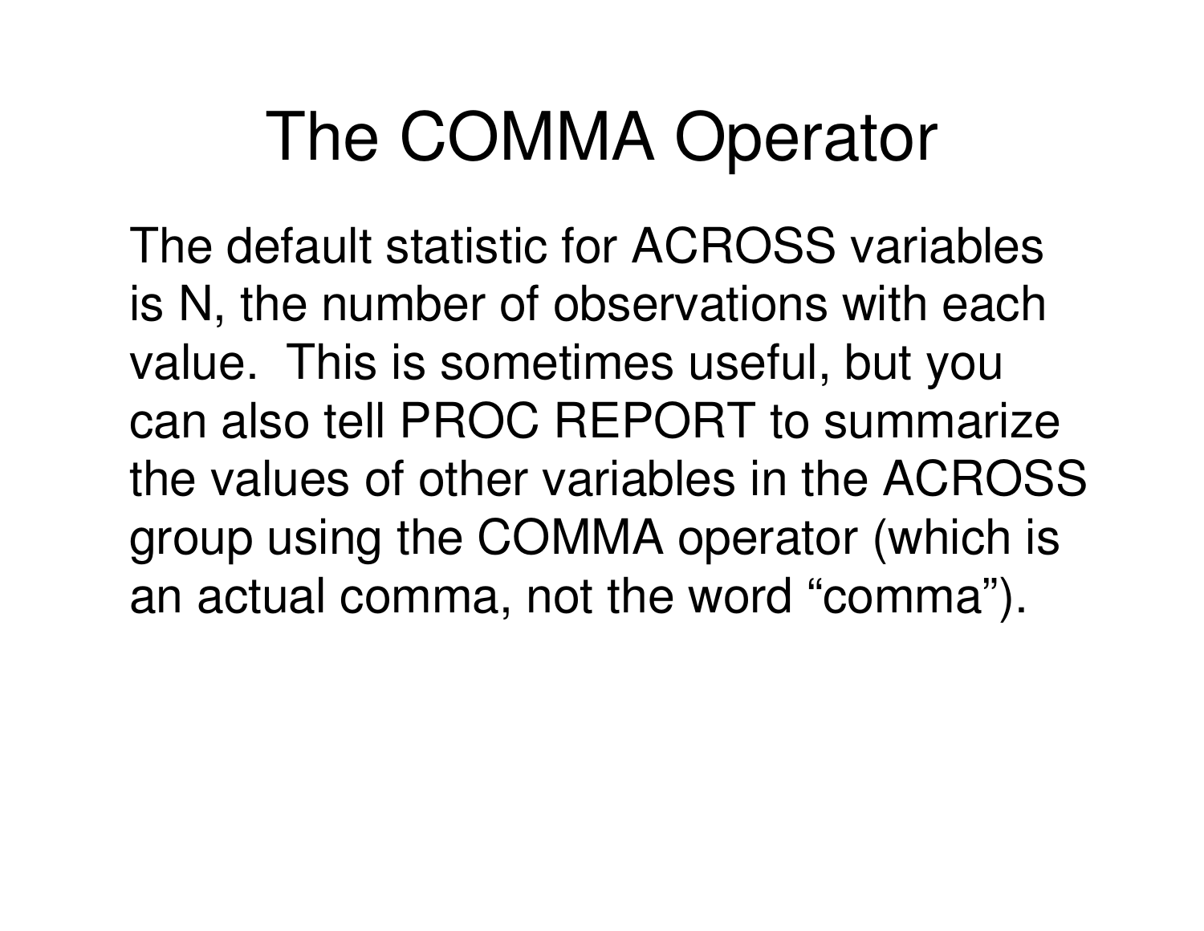# The COMMA Operator

The default statistic for ACROSS variables is N, the number of observations with each value.  This is sometimes useful, but you can also tell PROC REPORT to summarize the values of other variables in the ACROSS group using the COMMA operator (which is an actual comma, not the word "comma").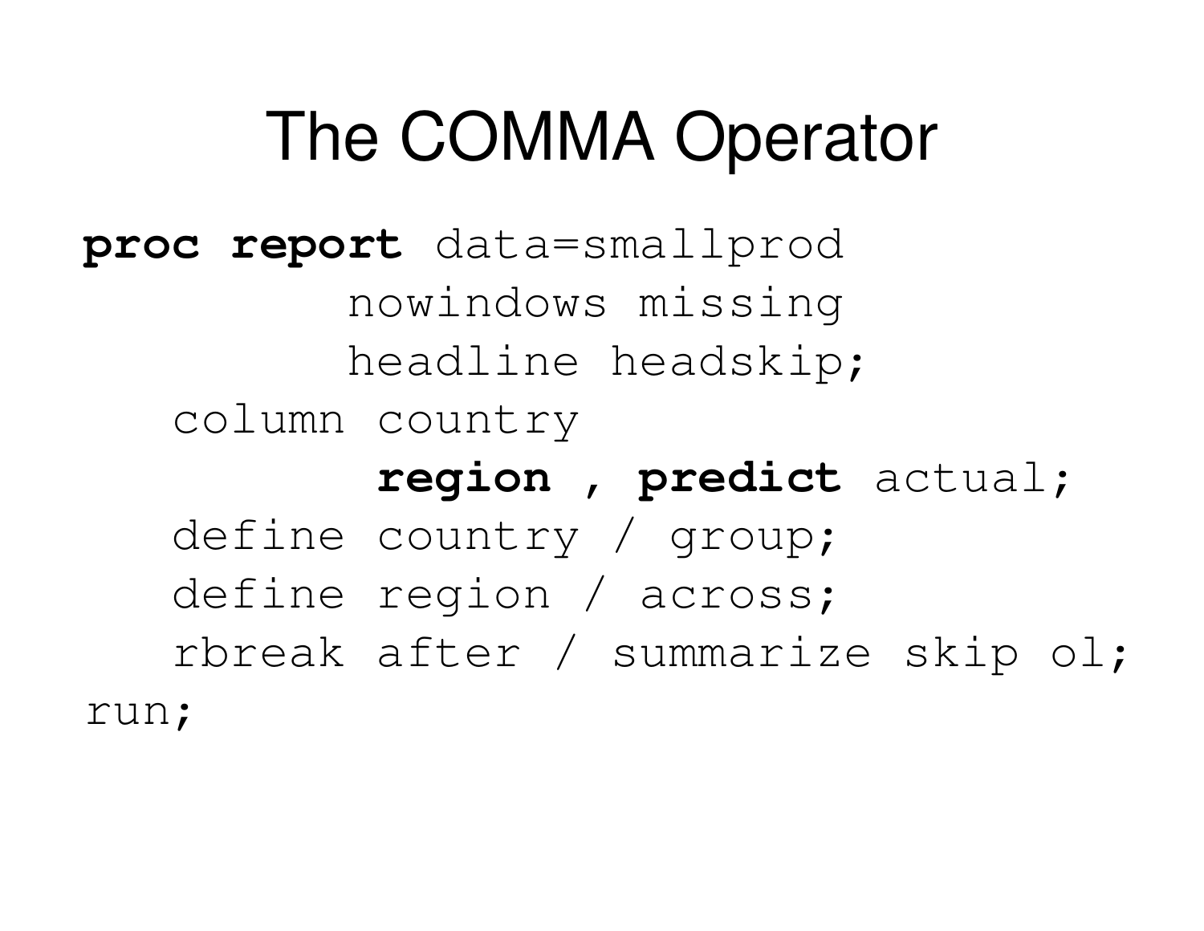# The COMMA Operator

```
proc report data=smallprod
         nowindows missing
         headline headskip;
   column country
          region , predict actual;
   define country / group;
   define region / across;
   rbreak after / summarize skip ol;
run;
```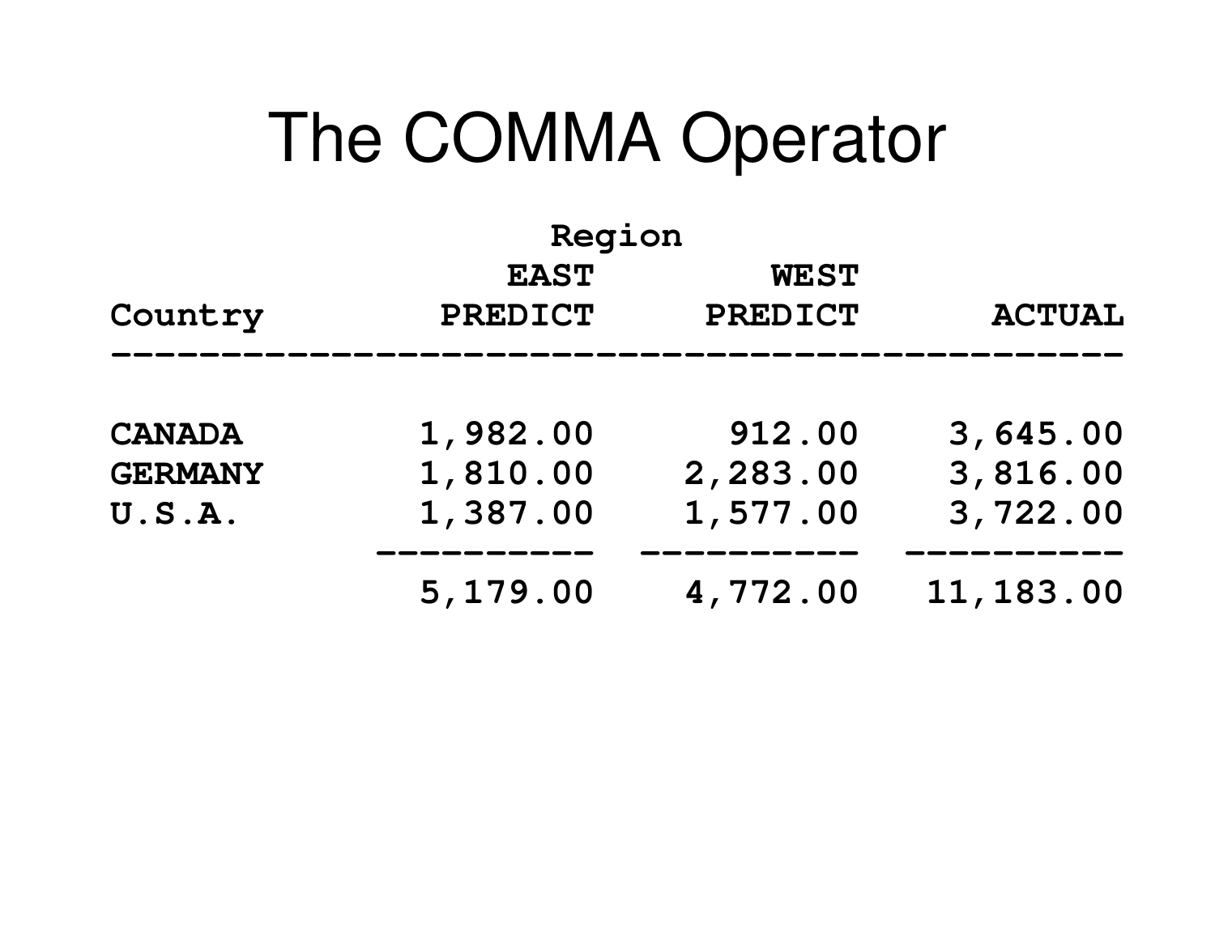# The COMMA Operator

| Country | Region EAST PREDICT | Region WEST PREDICT | ACTUAL |
|---|---|---|---|
| CANADA | 1,982.00 | 912.00 | 3,645.00 |
| GERMANY | 1,810.00 | 2,283.00 | 3,816.00 |
| U.S.A. | 1,387.00 | 1,577.00 | 3,722.00 |
| | 5,179.00 | 4,772.00 | 11,183.00 |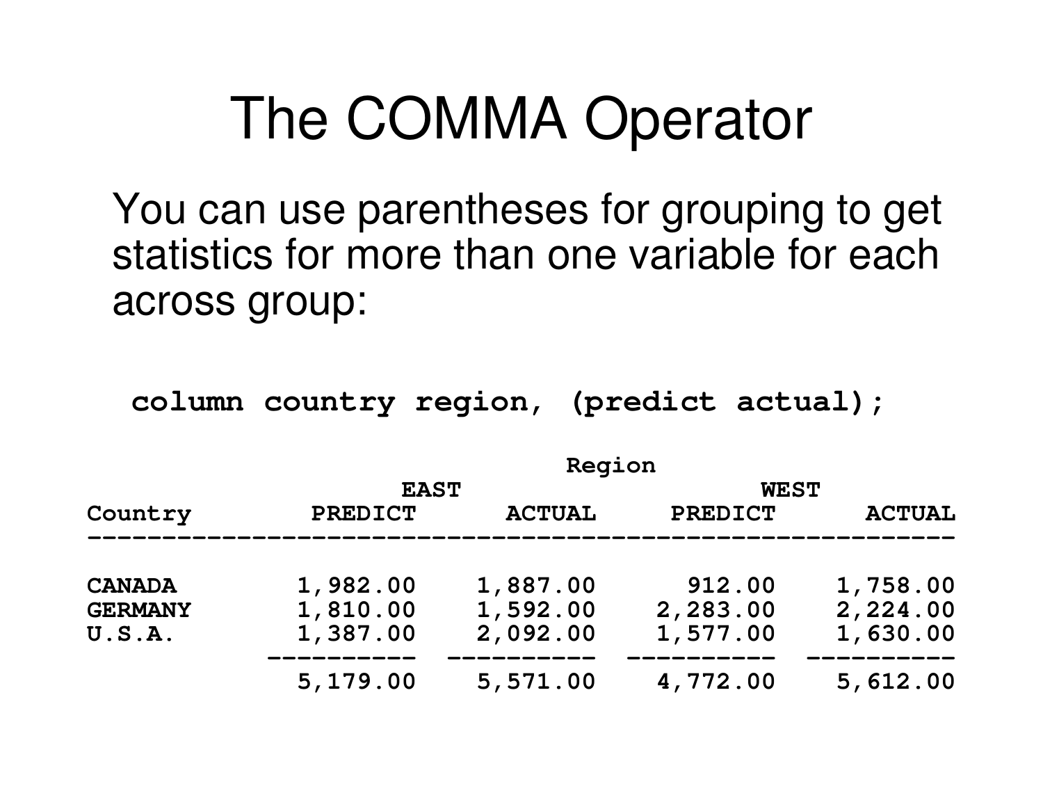# The COMMA Operator

You can use parentheses for grouping to get statistics for more than one variable for each across group:

```
column country region, (predict actual);
```

| | Region | | | |
|---|---|---|---|---|
| | EAST | | WEST | |
| Country | PREDICT | ACTUAL | PREDICT | ACTUAL |
| CANADA | 1,982.00 | 1,887.00 | 912.00 | 1,758.00 |
| GERMANY | 1,810.00 | 1,592.00 | 2,283.00 | 2,224.00 |
| U.S.A. | 1,387.00 | 2,092.00 | 1,577.00 | 1,630.00 |
| | 5,179.00 | 5,571.00 | 4,772.00 | 5,612.00 |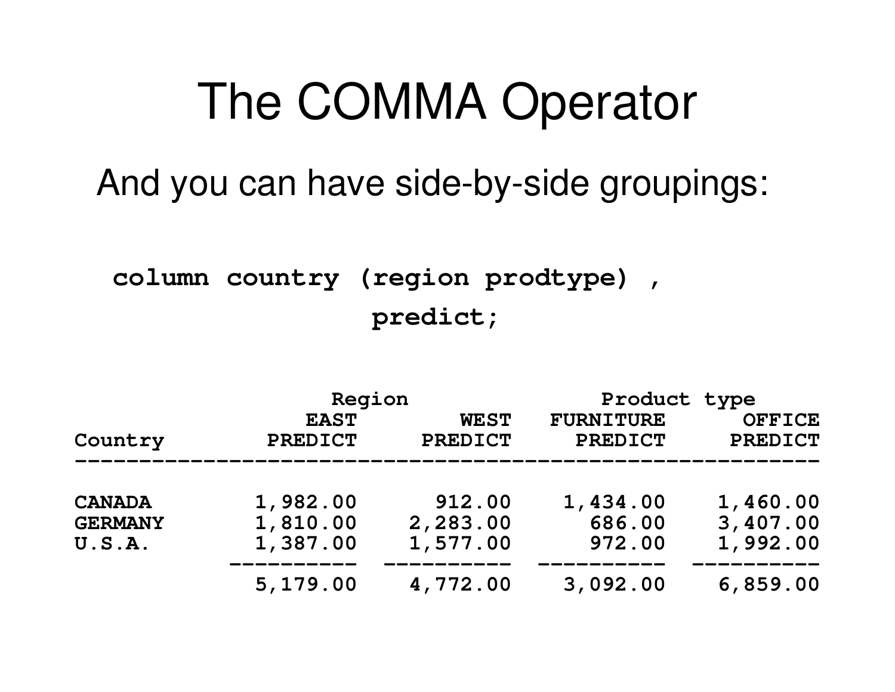# The COMMA Operator

And you can have side-by-side groupings:

```
column country (region prodtype) ,
predict;
```

| | Region | | Product type | |
|---|---|---|---|---|
| Country | EAST PREDICT | WEST PREDICT | FURNITURE PREDICT | OFFICE PREDICT |
| CANADA | 1,982.00 | 912.00 | 1,434.00 | 1,460.00 |
| GERMANY | 1,810.00 | 2,283.00 | 686.00 | 3,407.00 |
| U.S.A. | 1,387.00 | 1,577.00 | 972.00 | 1,992.00 |
| | 5,179.00 | 4,772.00 | 3,092.00 | 6,859.00 |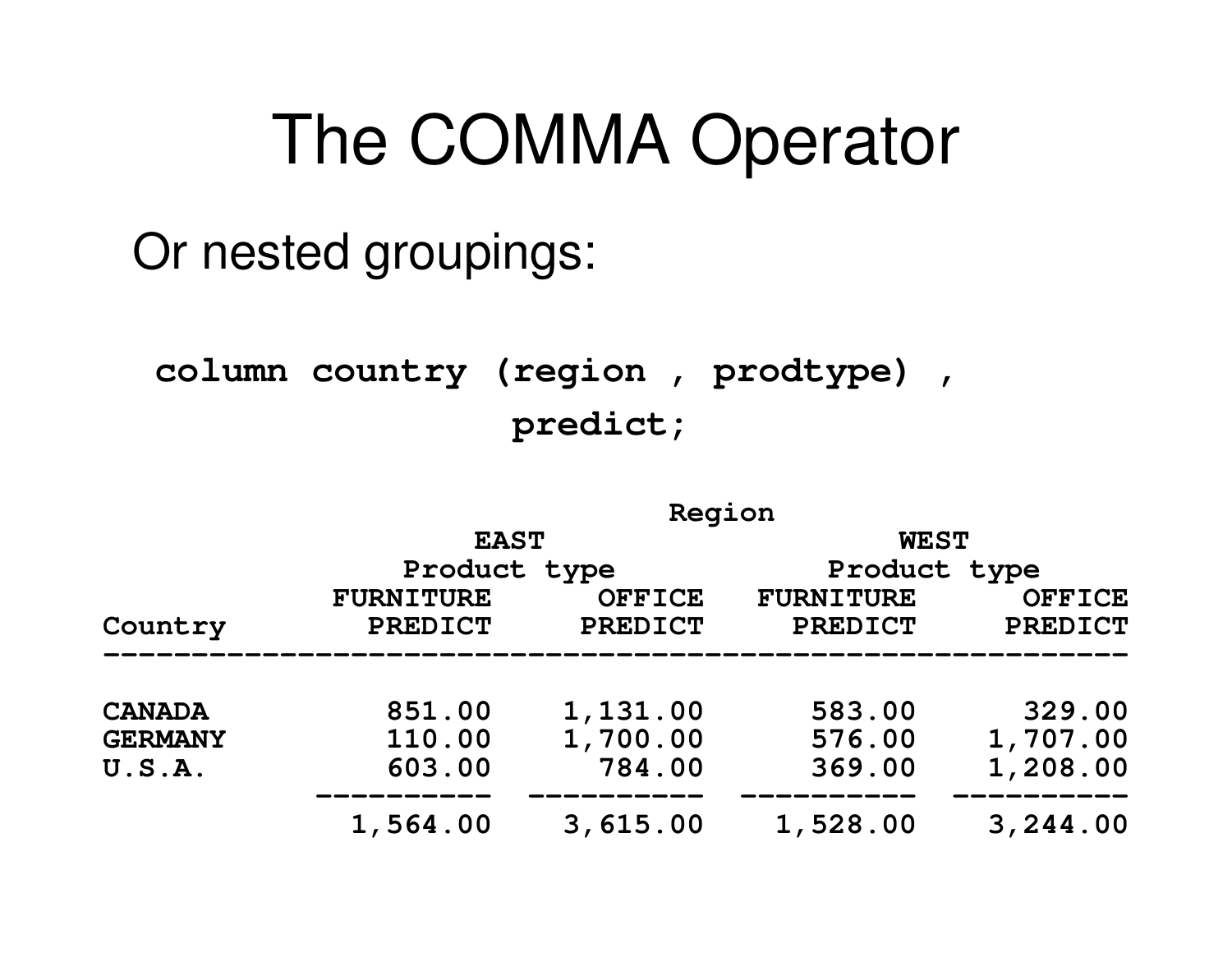# The COMMA Operator

Or nested groupings:

```
column country (region , prodtype) ,
               predict;
```

| | Region | | | |
|---|---|---|---|---|
| | EAST | | WEST | |
| | Product type | | Product type | |
| | FURNITURE | OFFICE | FURNITURE | OFFICE |
| Country | PREDICT | PREDICT | PREDICT | PREDICT |
| CANADA | 851.00 | 1,131.00 | 583.00 | 329.00 |
| GERMANY | 110.00 | 1,700.00 | 576.00 | 1,707.00 |
| U.S.A. | 603.00 | 784.00 | 369.00 | 1,208.00 |
| | 1,564.00 | 3,615.00 | 1,528.00 | 3,244.00 |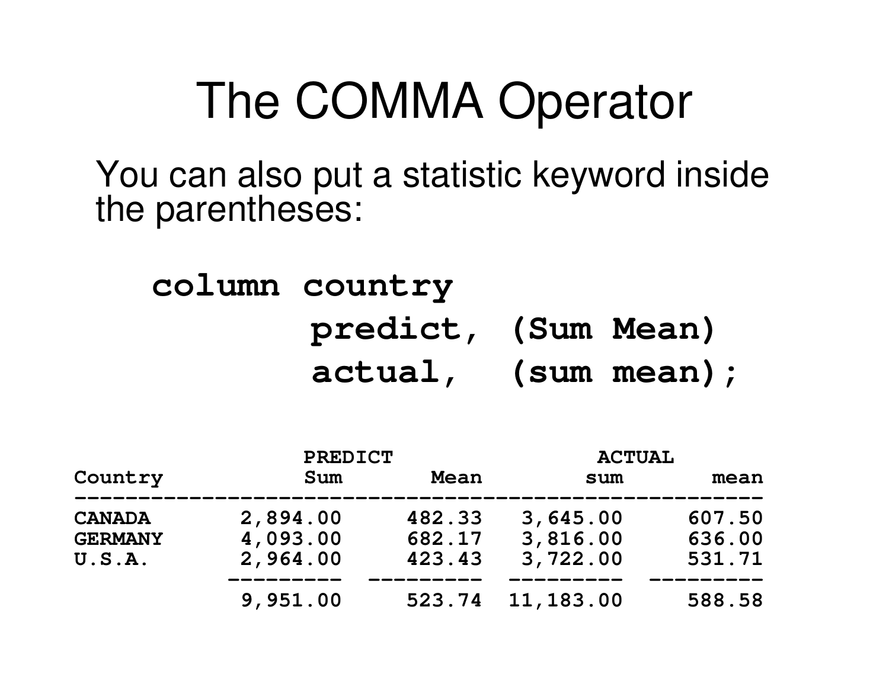# The COMMA Operator

You can also put a statistic keyword inside the parentheses:

```
column country
        predict, (Sum Mean)
        actual,  (sum mean);
```

```
                  PREDICT                    ACTUAL
Country            Sum         Mean          sum         mean
-------------------------------------------------------------
CANADA          2,894.00     482.33     3,645.00       607.50
GERMANY         4,093.00     682.17     3,816.00       636.00
U.S.A.          2,964.00     423.43     3,722.00       531.71
               ---------   ---------   ---------    ---------
                9,951.00     523.74    11,183.00       588.58
```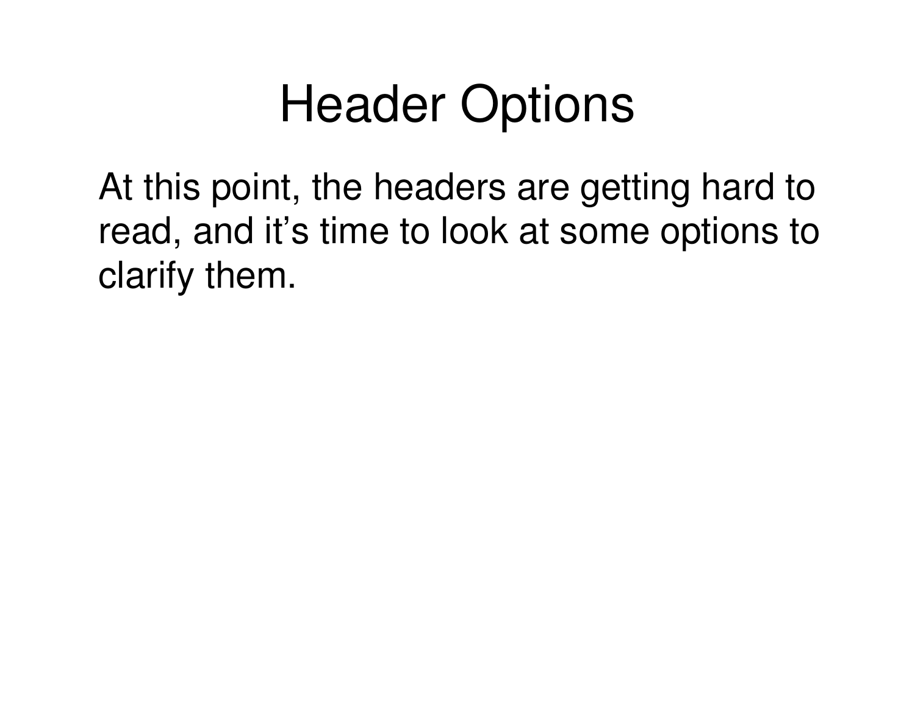# Header Options

At this point, the headers are getting hard to read, and it’s time to look at some options to clarify them.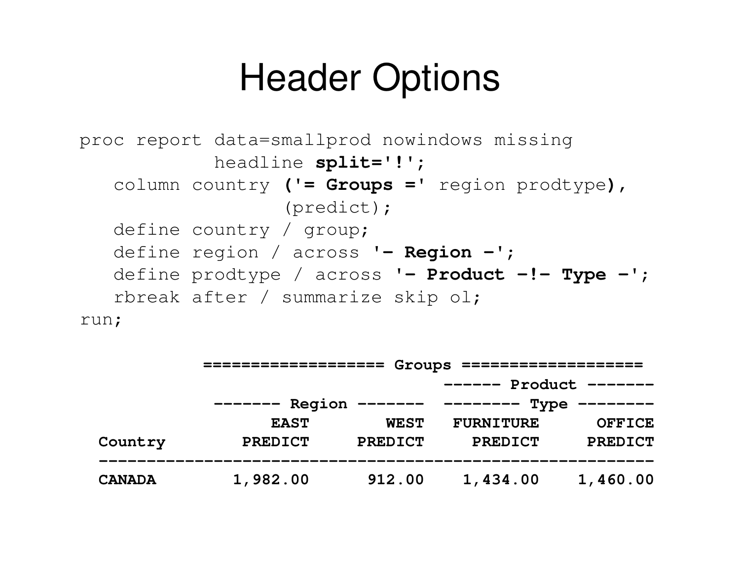# Header Options

```
proc report data=smallprod nowindows missing
            headline split='!';
   column country ('= Groups =' region prodtype),
                  (predict);
   define country / group;
   define region / across '- Region -';
   define prodtype / across '- Product -!- Type -';
   rbreak after / summarize skip ol;
run;
```

```
          ================== Groups ===================
                                      ------ Product -------
          ------- Region -------     -------- Type --------
                    EAST       WEST   FURNITURE     OFFICE
 Country         PREDICT    PREDICT     PREDICT    PREDICT
 ------------------------------------------------------------
 CANADA         1,982.00     912.00    1,434.00   1,460.00
```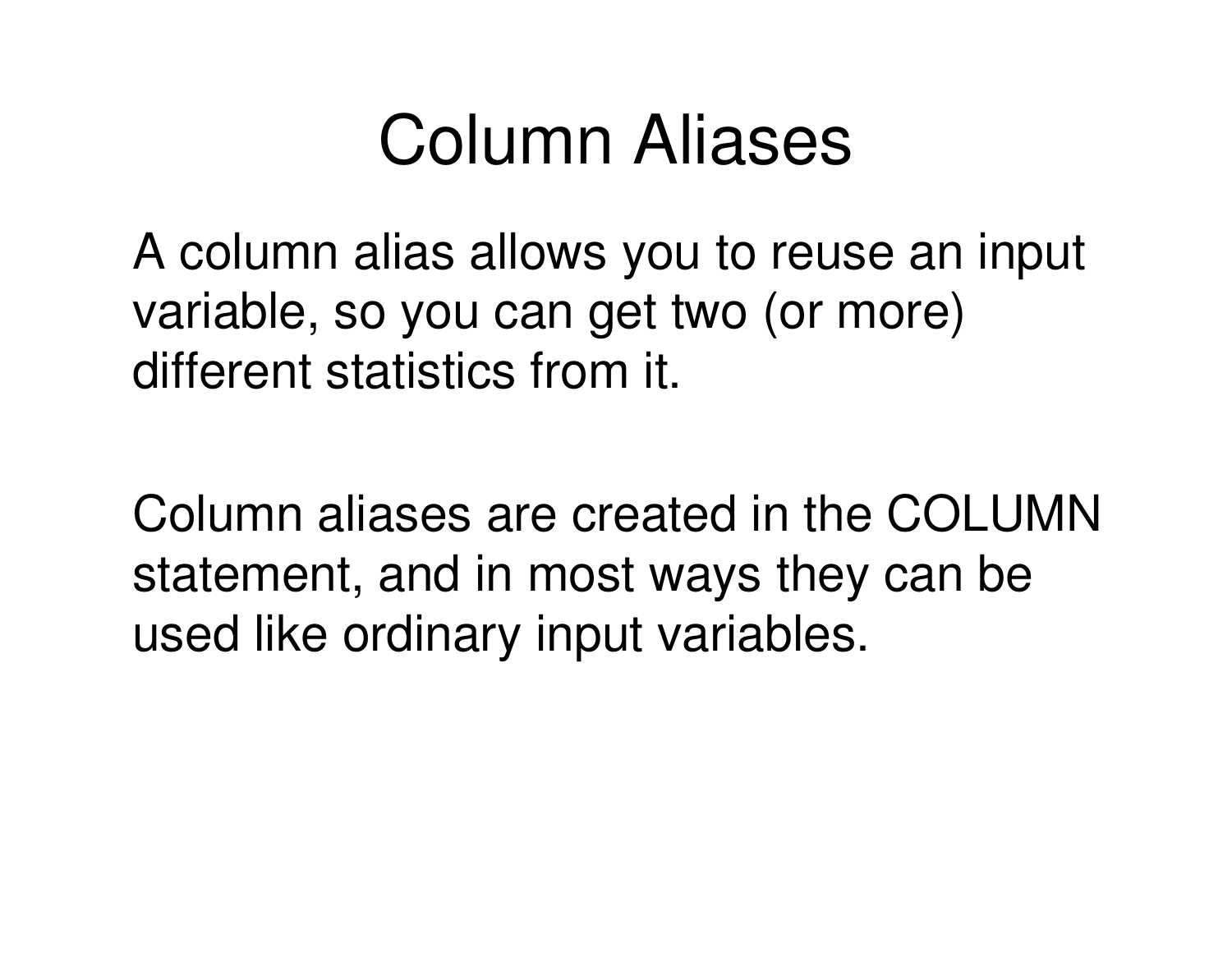# Column Aliases

A column alias allows you to reuse an input variable, so you can get two (or more) different statistics from it.

Column aliases are created in the COLUMN statement, and in most ways they can be used like ordinary input variables.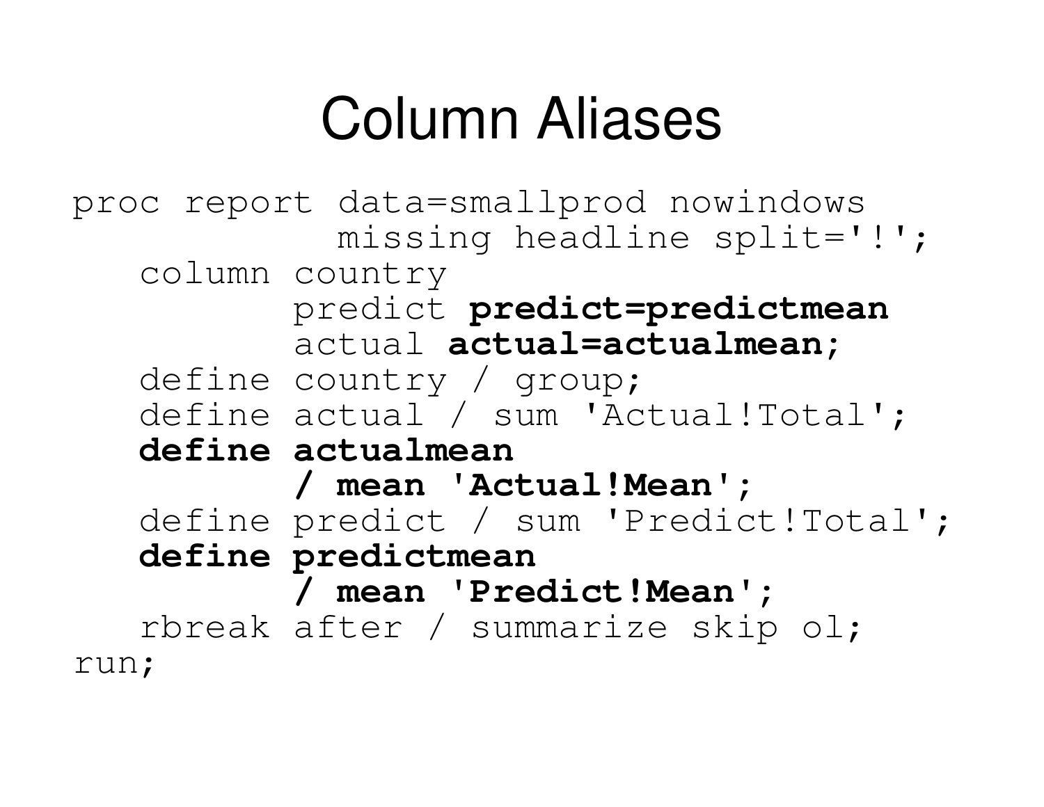# Column Aliases

```
proc report data=smallprod nowindows
            missing headline split='!';
   column country
          predict predict=predictmean
          actual actual=actualmean;
   define country / group;
   define actual / sum 'Actual!Total';
   define actualmean
          / mean 'Actual!Mean';
   define predict / sum 'Predict!Total';
   define predictmean
          / mean 'Predict!Mean';
   rbreak after / summarize skip ol;
run;
```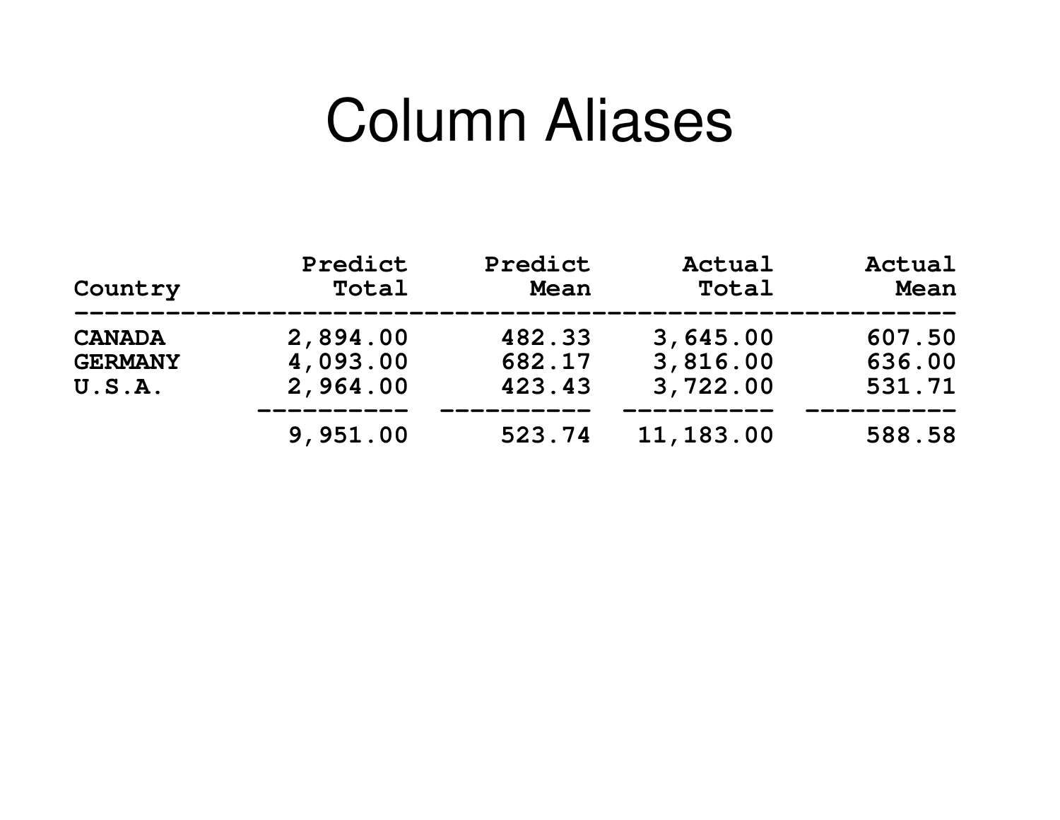# Column Aliases

| Country | Predict Total | Predict Mean | Actual Total | Actual Mean |
|---|---|---|---|---|
| CANADA | 2,894.00 | 482.33 | 3,645.00 | 607.50 |
| GERMANY | 4,093.00 | 682.17 | 3,816.00 | 636.00 |
| U.S.A. | 2,964.00 | 423.43 | 3,722.00 | 531.71 |
| | 9,951.00 | 523.74 | 11,183.00 | 588.58 |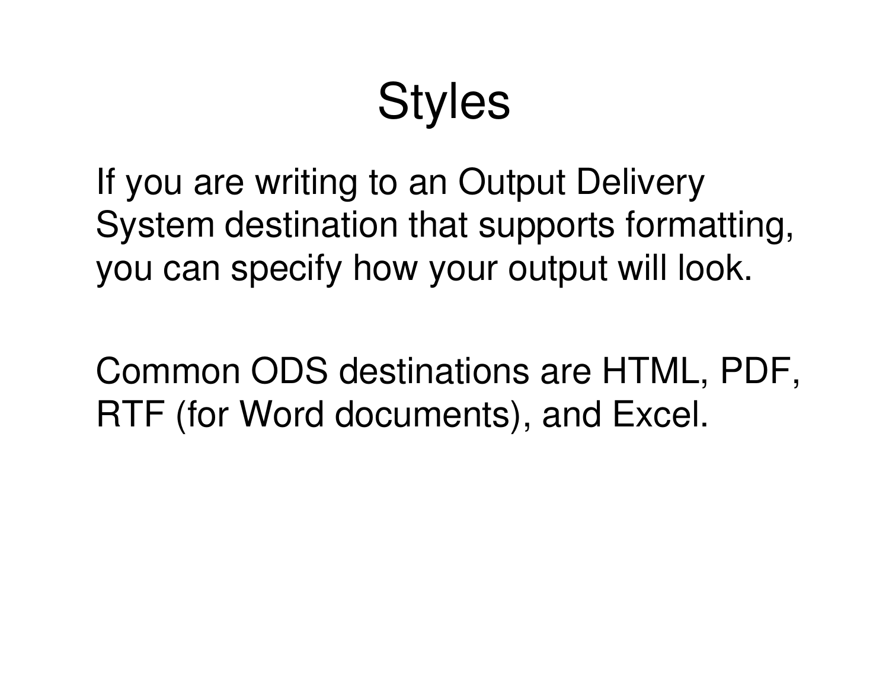# Styles

If you are writing to an Output Delivery System destination that supports formatting, you can specify how your output will look.

Common ODS destinations are HTML, PDF, RTF (for Word documents), and Excel.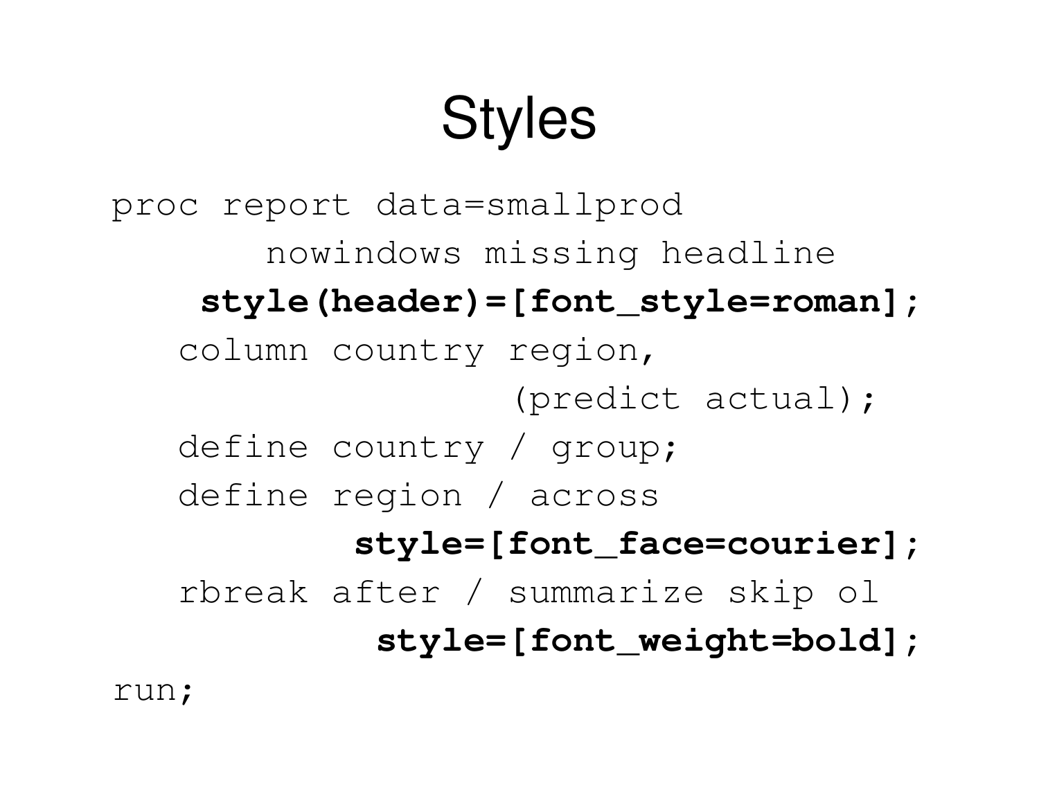# Styles

```
proc report data=smallprod
       nowindows missing headline
    style(header)=[font_style=roman];
   column country region,
                 (predict actual);
   define country / group;
   define region / across
          style=[font_face=courier];
   rbreak after / summarize skip ol
           style=[font_weight=bold];
run;
```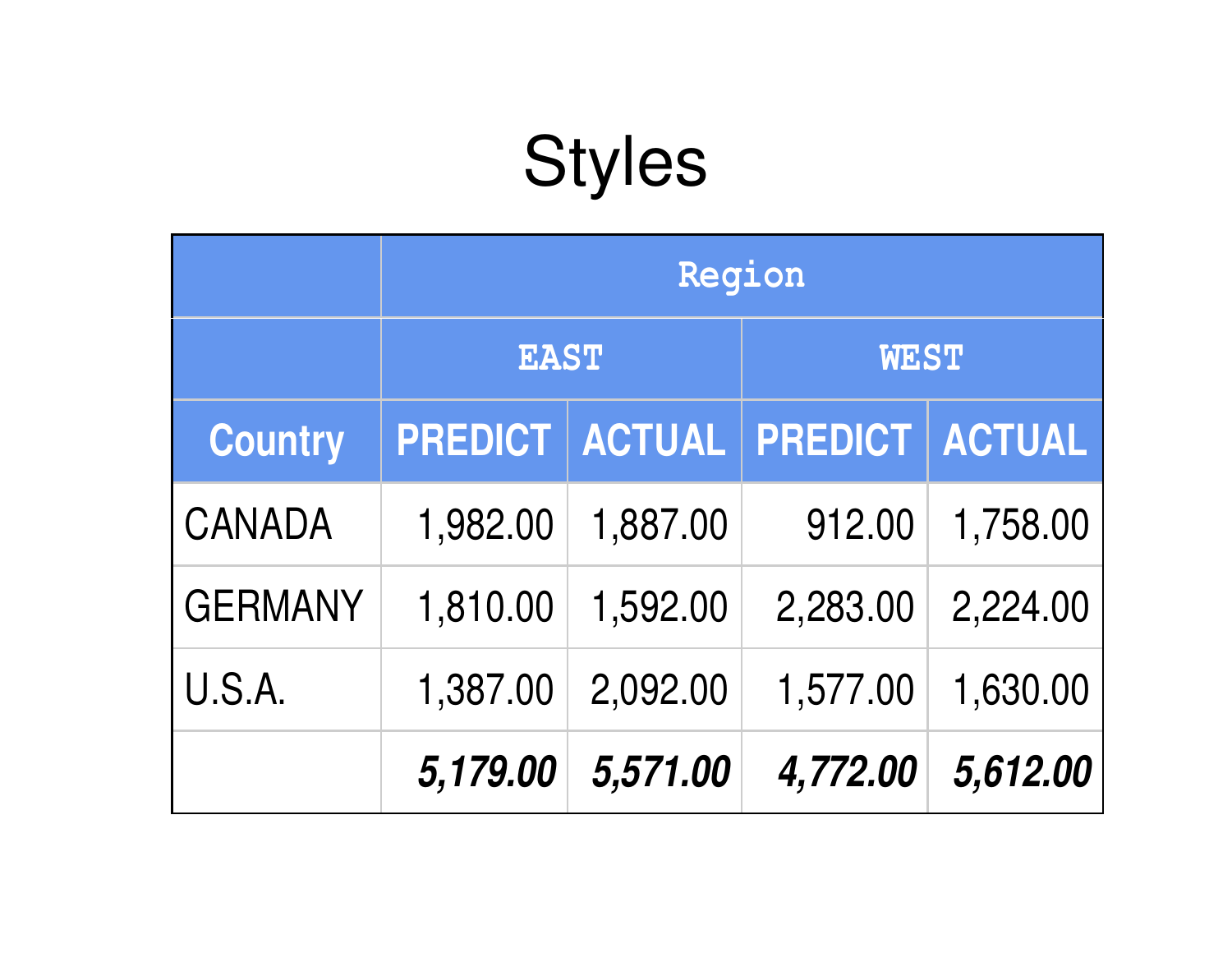# Styles

| | Region | | | |
|---|---|---|---|---|
| | EAST | | WEST | |
| Country | PREDICT | ACTUAL | PREDICT | ACTUAL |
| CANADA | 1,982.00 | 1,887.00 | 912.00 | 1,758.00 |
| GERMANY | 1,810.00 | 1,592.00 | 2,283.00 | 2,224.00 |
| U.S.A. | 1,387.00 | 2,092.00 | 1,577.00 | 1,630.00 |
| | ***5,179.00*** | ***5,571.00*** | ***4,772.00*** | ***5,612.00*** |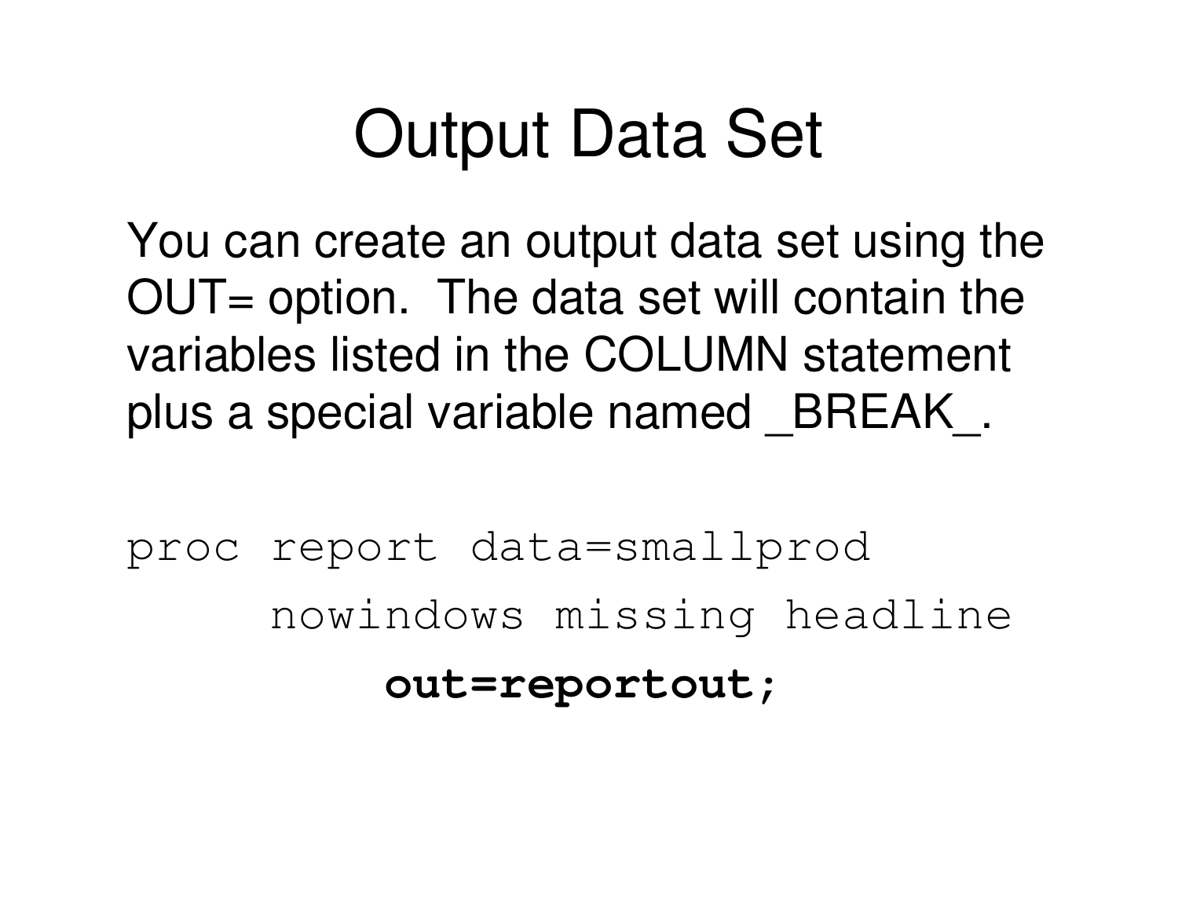# Output Data Set

You can create an output data set using the OUT= option. The data set will contain the variables listed in the COLUMN statement plus a special variable named _BREAK_.

```
proc report data=smallprod
     nowindows missing headline
          out=reportout;
```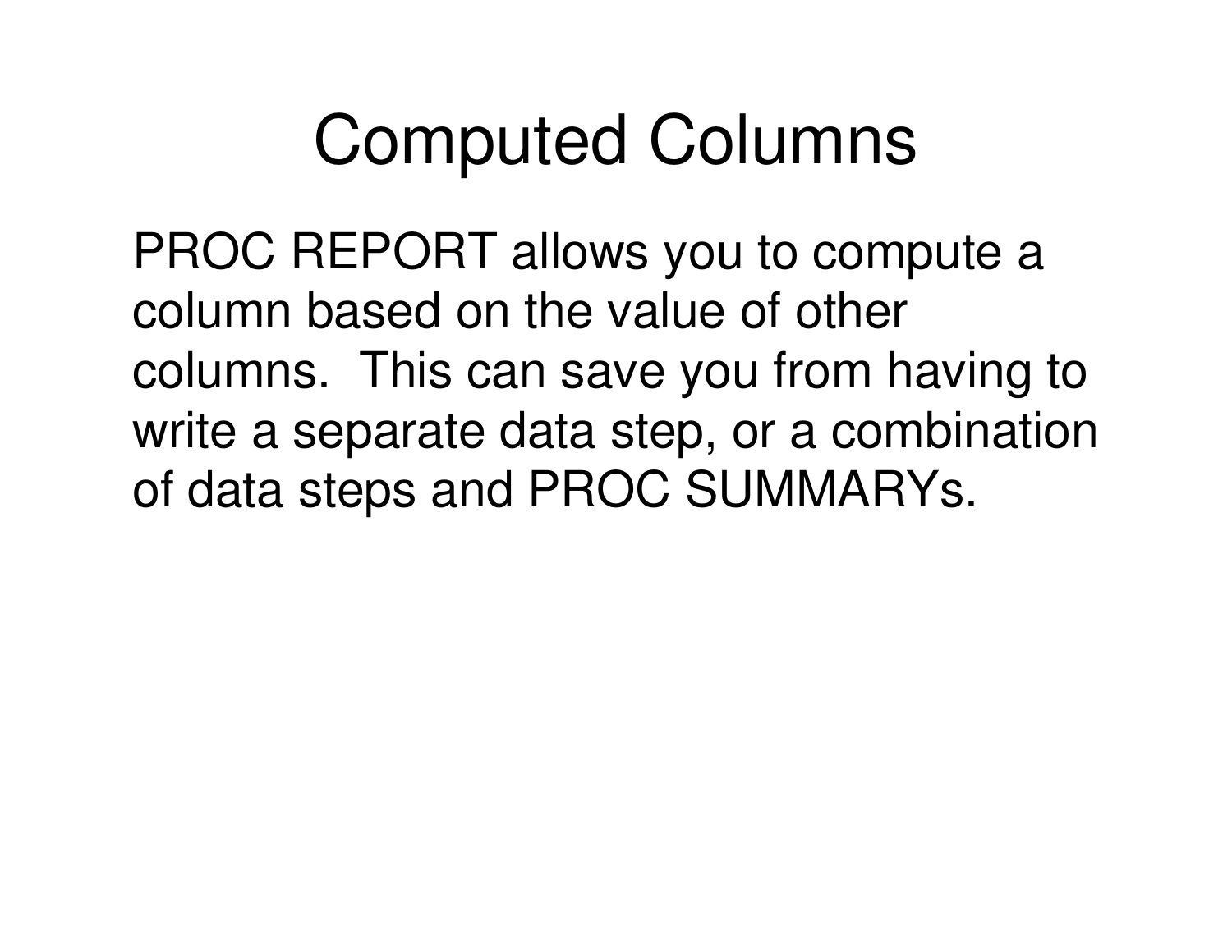# Computed Columns

PROC REPORT allows you to compute a column based on the value of other columns.  This can save you from having to write a separate data step, or a combination of data steps and PROC SUMMARYs.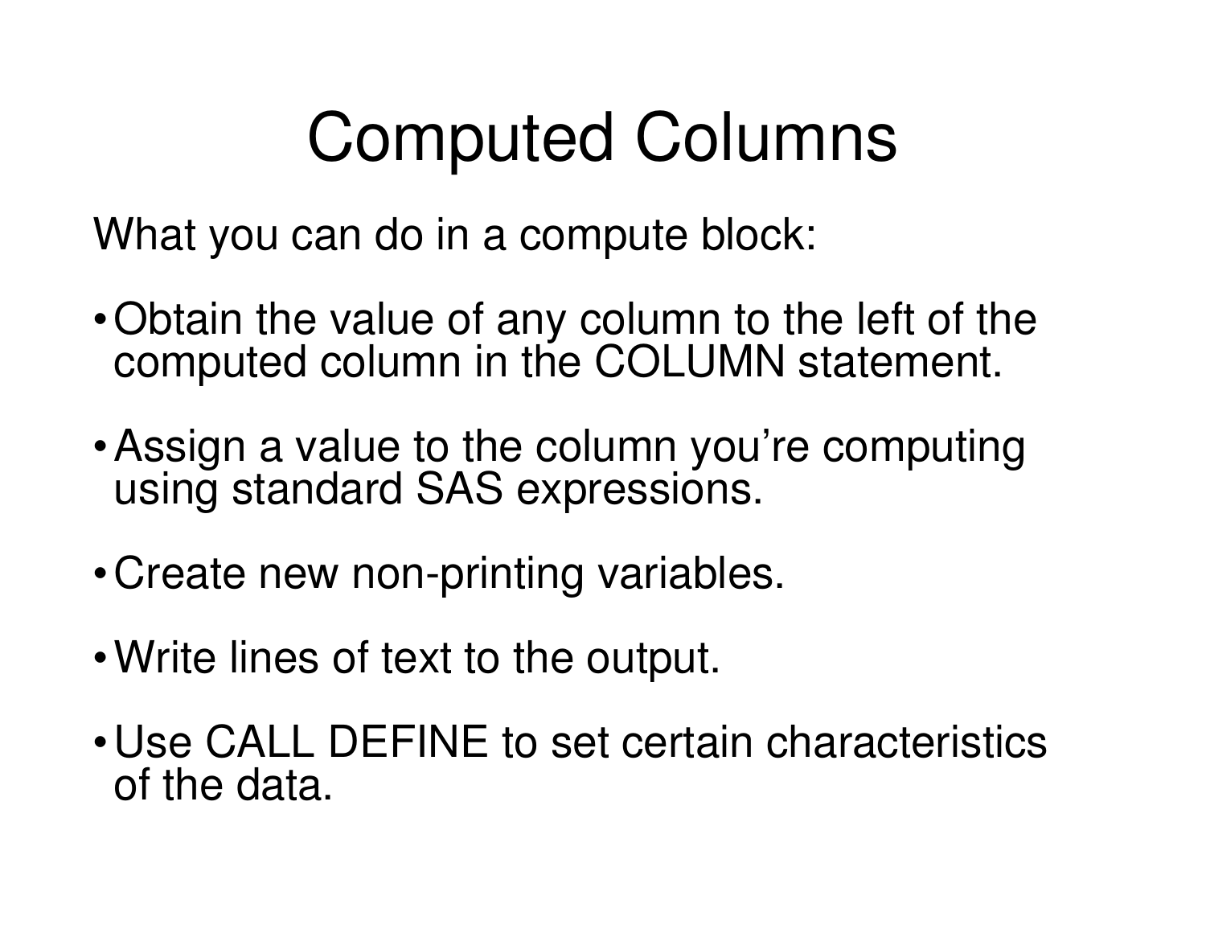# Computed Columns

What you can do in a compute block:

- Obtain the value of any column to the left of the computed column in the COLUMN statement.
- Assign a value to the column you're computing using standard SAS expressions.
- Create new non-printing variables.
- Write lines of text to the output.
- Use CALL DEFINE to set certain characteristics of the data.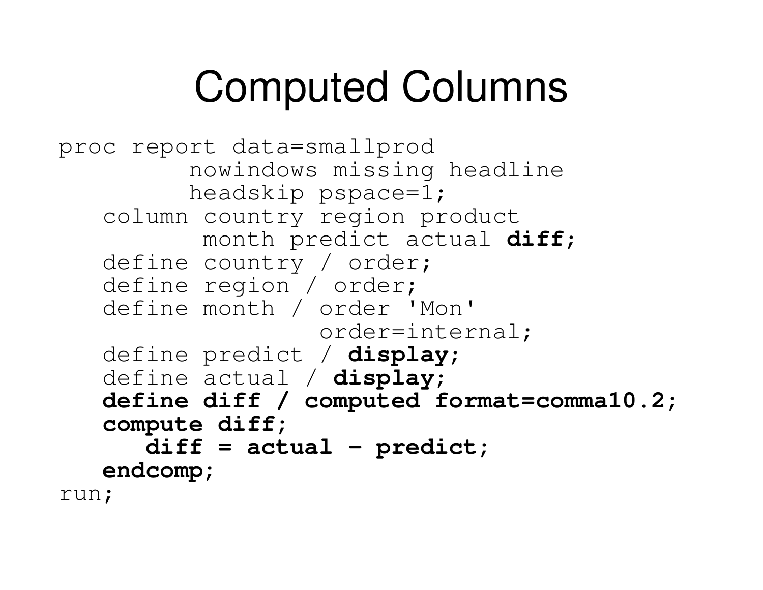# Computed Columns

```
proc report data=smallprod
         nowindows missing headline
         headskip pspace=1;
   column country region product
          month predict actual diff;
   define country / order;
   define region / order;
   define month / order 'Mon'
                  order=internal;
   define predict / display;
   define actual / display;
   define diff / computed format=comma10.2;
   compute diff;
      diff = actual - predict;
   endcomp;
run;
```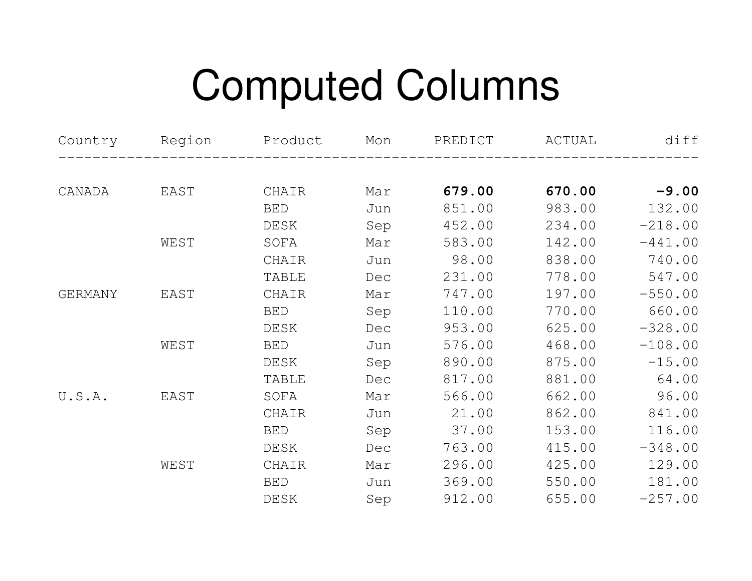# Computed Columns

| Country | Region | Product | Mon | PREDICT | ACTUAL | diff |
|---|---|---|---|---:|---:|---:|
| CANADA | EAST | CHAIR | Mar | **679.00** | **670.00** | **-9.00** |
| | | BED | Jun | 851.00 | 983.00 | 132.00 |
| | | DESK | Sep | 452.00 | 234.00 | -218.00 |
| | WEST | SOFA | Mar | 583.00 | 142.00 | -441.00 |
| | | CHAIR | Jun | 98.00 | 838.00 | 740.00 |
| | | TABLE | Dec | 231.00 | 778.00 | 547.00 |
| GERMANY | EAST | CHAIR | Mar | 747.00 | 197.00 | -550.00 |
| | | BED | Sep | 110.00 | 770.00 | 660.00 |
| | | DESK | Dec | 953.00 | 625.00 | -328.00 |
| | WEST | BED | Jun | 576.00 | 468.00 | -108.00 |
| | | DESK | Sep | 890.00 | 875.00 | -15.00 |
| | | TABLE | Dec | 817.00 | 881.00 | 64.00 |
| U.S.A. | EAST | SOFA | Mar | 566.00 | 662.00 | 96.00 |
| | | CHAIR | Jun | 21.00 | 862.00 | 841.00 |
| | | BED | Sep | 37.00 | 153.00 | 116.00 |
| | | DESK | Dec | 763.00 | 415.00 | -348.00 |
| | WEST | CHAIR | Mar | 296.00 | 425.00 | 129.00 |
| | | BED | Jun | 369.00 | 550.00 | 181.00 |
| | | DESK | Sep | 912.00 | 655.00 | -257.00 |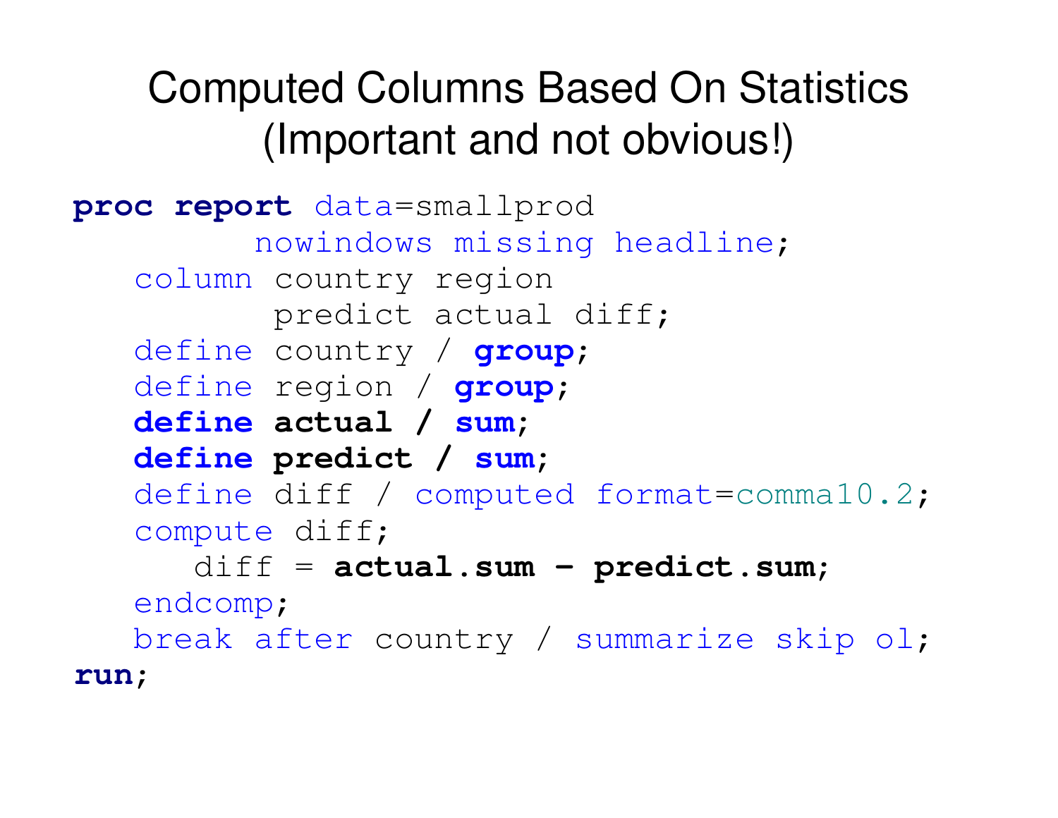# Computed Columns Based On Statistics (Important and not obvious!)

```
proc report data=smallprod
         nowindows missing headline;
   column country region
          predict actual diff;
   define country / group;
   define region / group;
   define actual / sum;
   define predict / sum;
   define diff / computed format=comma10.2;
   compute diff;
      diff = actual.sum - predict.sum;
   endcomp;
   break after country / summarize skip ol;
run;
```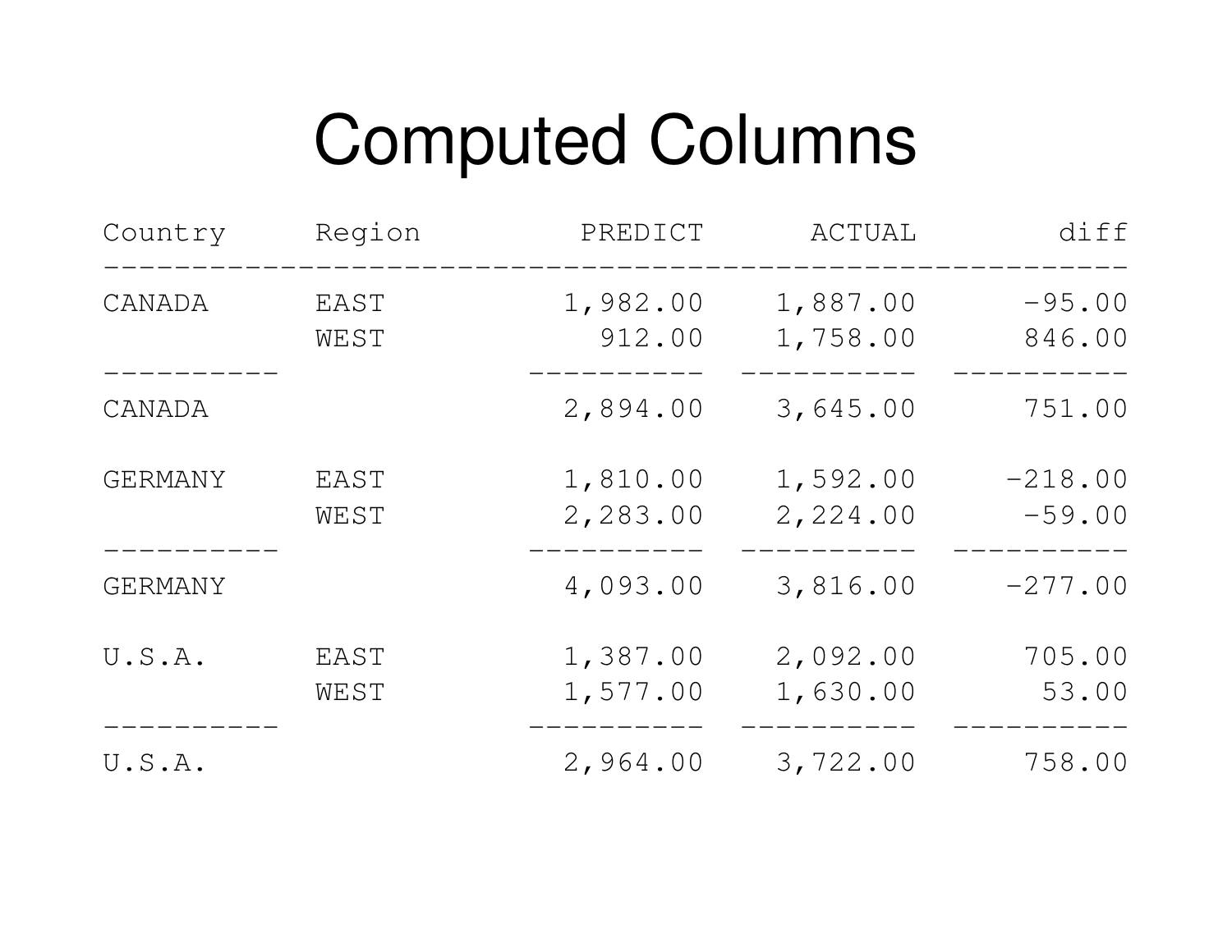# Computed Columns

| Country | Region | PREDICT | ACTUAL | diff |
|---|---|---|---|---|
| CANADA | EAST | 1,982.00 | 1,887.00 | -95.00 |
| | WEST | 912.00 | 1,758.00 | 846.00 |
| CANADA | | 2,894.00 | 3,645.00 | 751.00 |
| GERMANY | EAST | 1,810.00 | 1,592.00 | -218.00 |
| | WEST | 2,283.00 | 2,224.00 | -59.00 |
| GERMANY | | 4,093.00 | 3,816.00 | -277.00 |
| U.S.A. | EAST | 1,387.00 | 2,092.00 | 705.00 |
| | WEST | 1,577.00 | 1,630.00 | 53.00 |
| U.S.A. | | 2,964.00 | 3,722.00 | 758.00 |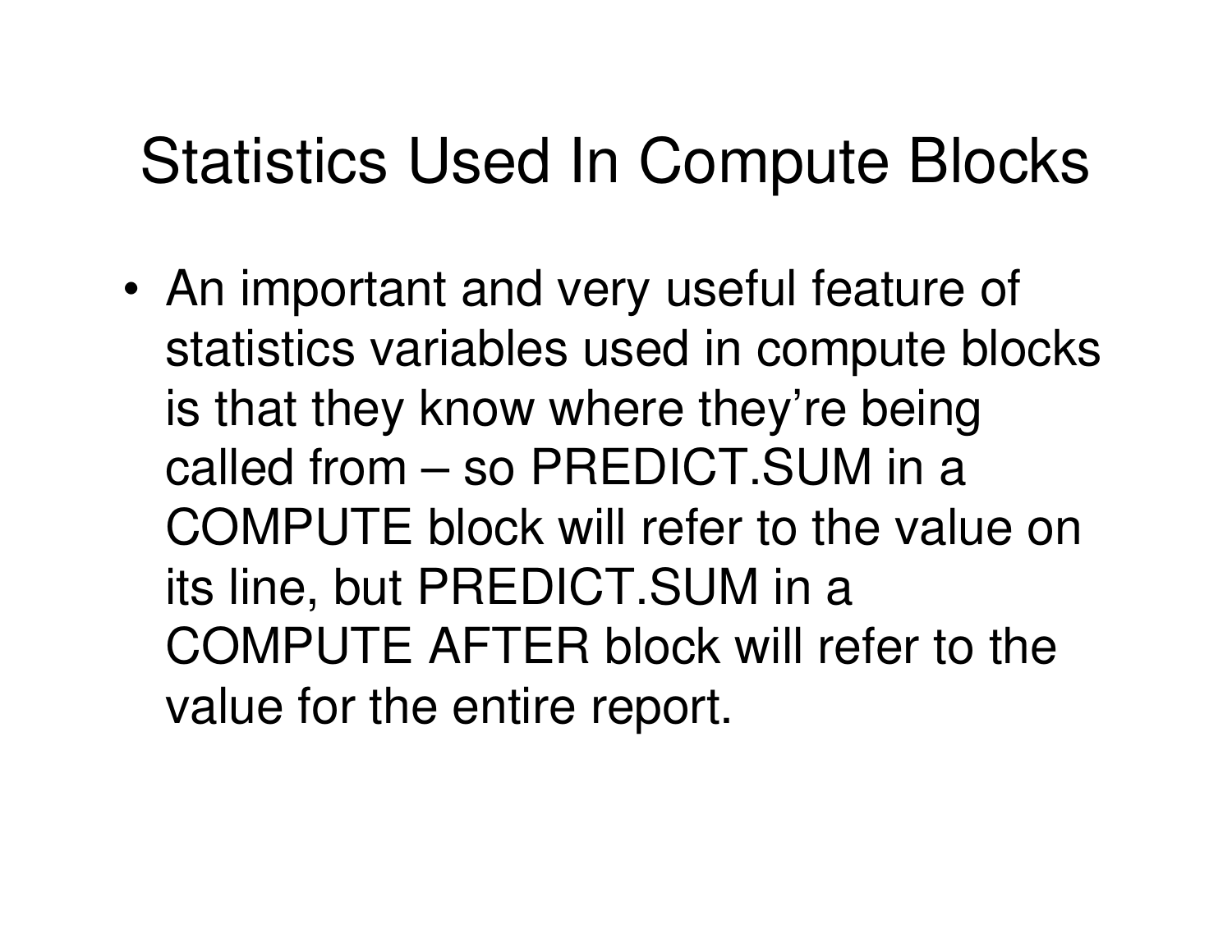# Statistics Used In Compute Blocks

- An important and very useful feature of statistics variables used in compute blocks is that they know where they're being called from – so PREDICT.SUM in a COMPUTE block will refer to the value on its line, but PREDICT.SUM in a COMPUTE AFTER block will refer to the value for the entire report.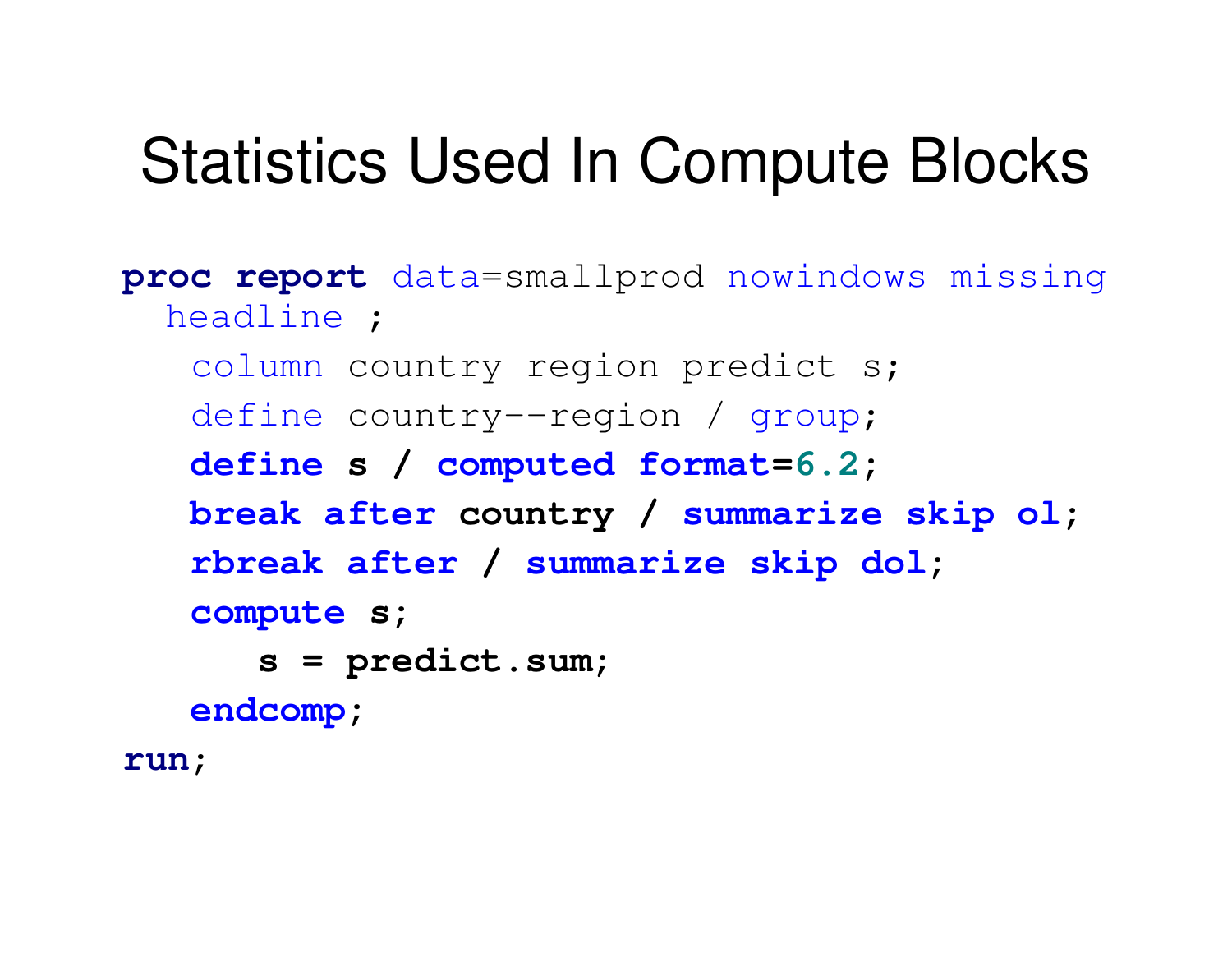# Statistics Used In Compute Blocks

```
proc report data=smallprod nowindows missing
  headline ;
   column country region predict s;
   define country--region / group;
   define s / computed format=6.2;
   break after country / summarize skip ol;
   rbreak after / summarize skip dol;
   compute s;
      s = predict.sum;
   endcomp;
run;
```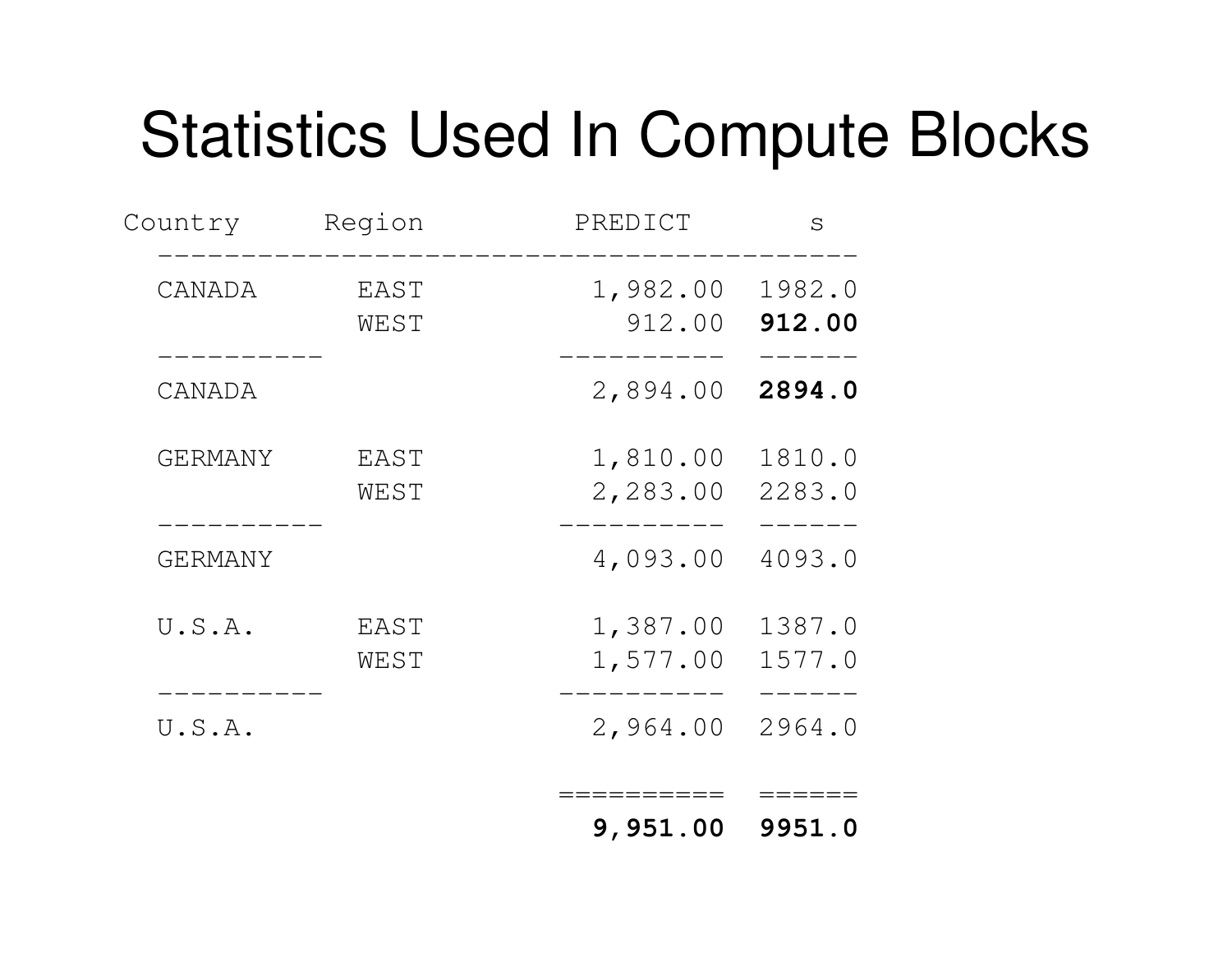# Statistics Used In Compute Blocks

| Country | Region | PREDICT | s |
|---|---|---|---|
| CANADA | EAST | 1,982.00 | 1982.0 |
| | WEST | 912.00 | **912.00** |
| CANADA | | 2,894.00 | **2894.0** |
| GERMANY | EAST | 1,810.00 | 1810.0 |
| | WEST | 2,283.00 | 2283.0 |
| GERMANY | | 4,093.00 | 4093.0 |
| U.S.A. | EAST | 1,387.00 | 1387.0 |
| | WEST | 1,577.00 | 1577.0 |
| U.S.A. | | 2,964.00 | 2964.0 |
| | | **9,951.00** | **9951.0** |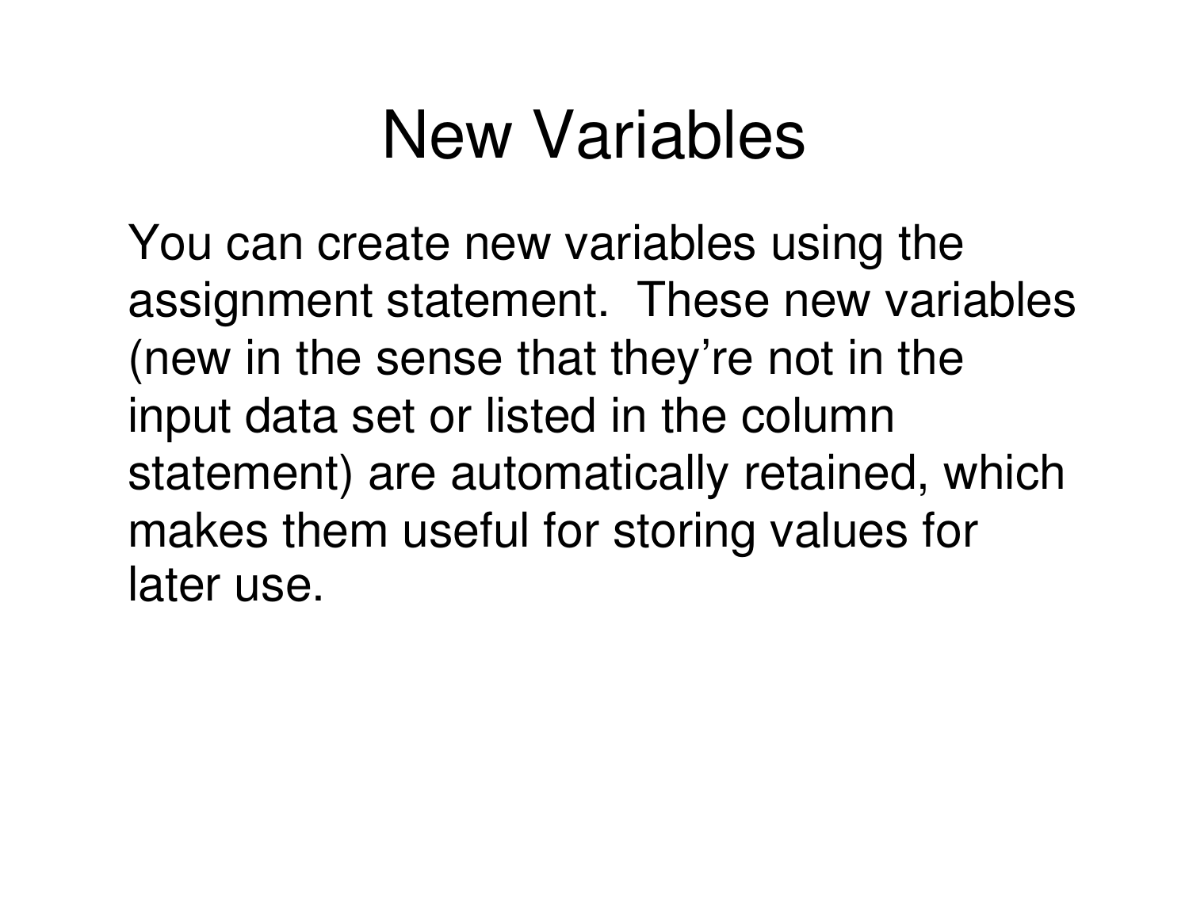# New Variables

You can create new variables using the assignment statement. These new variables (new in the sense that they're not in the input data set or listed in the column statement) are automatically retained, which makes them useful for storing values for later use.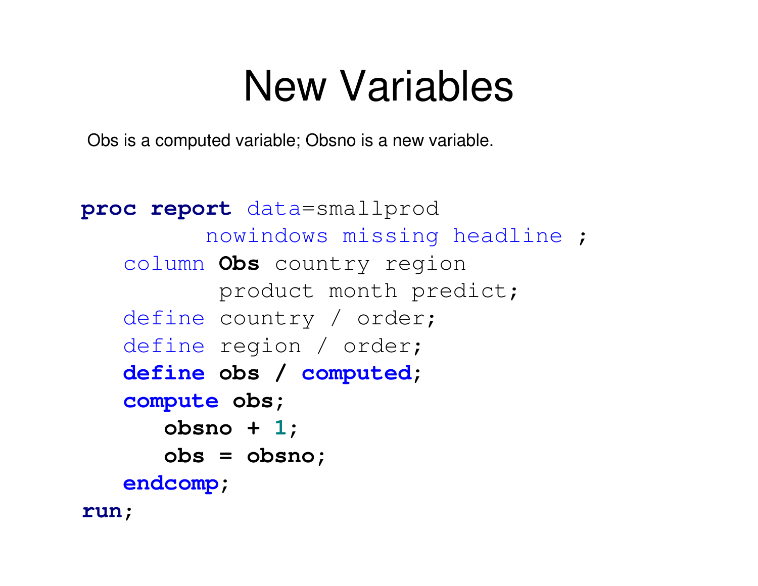# New Variables

Obs is a computed variable; Obsno is a new variable.

```
proc report data=smallprod
        nowindows missing headline ;
   column Obs country region
          product month predict;
   define country / order;
   define region / order;
   define obs / computed;
   compute obs;
      obsno + 1;
      obs = obsno;
   endcomp;
run;
```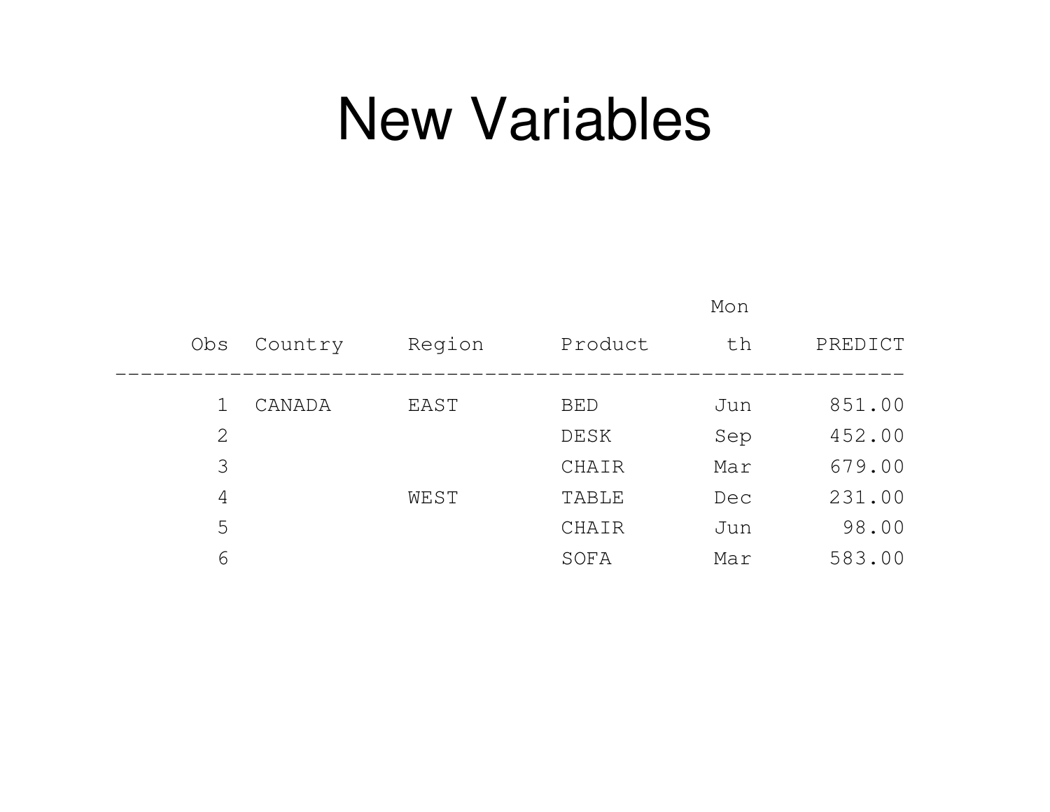# New Variables

| Obs | Country | Region | Product | Month | PREDICT |
|---|---|---|---|---|---|
| 1 | CANADA | EAST | BED | Jun | 851.00 |
| 2 | | | DESK | Sep | 452.00 |
| 3 | | | CHAIR | Mar | 679.00 |
| 4 | | WEST | TABLE | Dec | 231.00 |
| 5 | | | CHAIR | Jun | 98.00 |
| 6 | | | SOFA | Mar | 583.00 |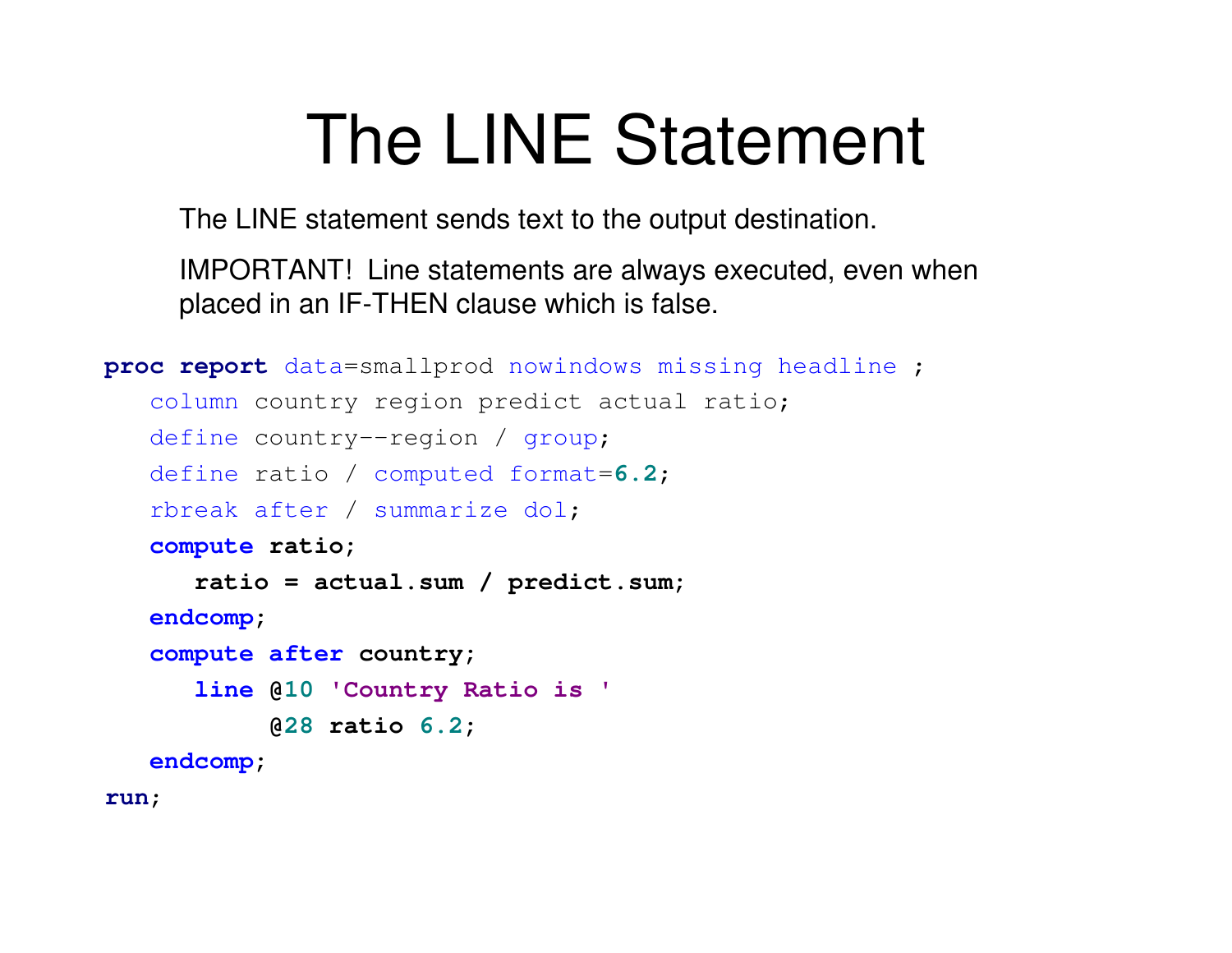# The LINE Statement

The LINE statement sends text to the output destination.

IMPORTANT! Line statements are always executed, even when placed in an IF-THEN clause which is false.

```
proc report data=smallprod nowindows missing headline ;
   column country region predict actual ratio;
   define country--region / group;
   define ratio / computed format=6.2;
   rbreak after / summarize dol;
   compute ratio;
      ratio = actual.sum / predict.sum;
   endcomp;
   compute after country;
      line @10 'Country Ratio is '
           @28 ratio 6.2;
   endcomp;
run;
```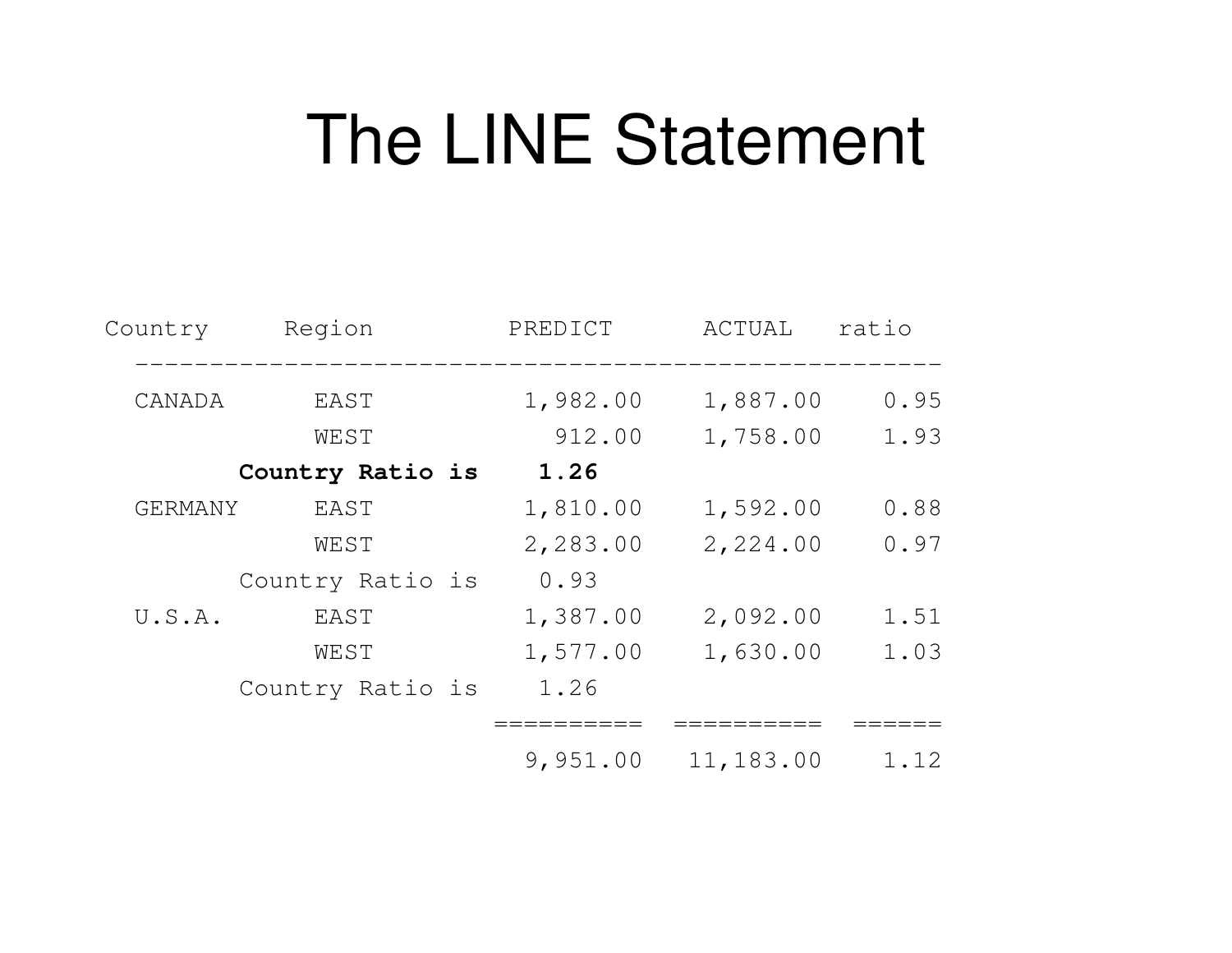# The LINE Statement

```
Country     Region         PREDICT      ACTUAL   ratio
  -------------------------------------------------------
  CANADA      EAST          1,982.00    1,887.00    0.95
              WEST            912.00    1,758.00    1.93
       Country Ratio is    1.26
  GERMANY     EAST          1,810.00    1,592.00    0.88
              WEST          2,283.00    2,224.00    0.97
       Country Ratio is    0.93
  U.S.A.      EAST          1,387.00    2,092.00    1.51
              WEST          1,577.00    1,630.00    1.03
       Country Ratio is    1.26
                          ==========  ==========  ======
                            9,951.00   11,183.00    1.12
```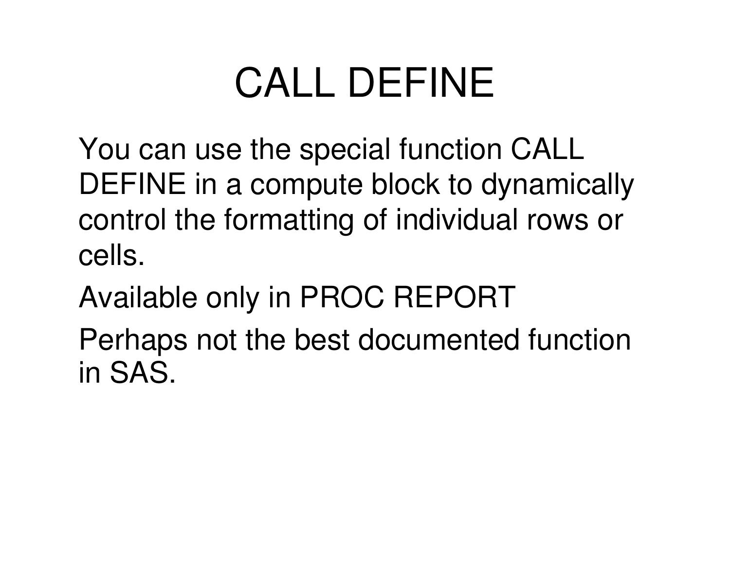# CALL DEFINE

You can use the special function CALL DEFINE in a compute block to dynamically control the formatting of individual rows or cells.

Available only in PROC REPORT

Perhaps not the best documented function in SAS.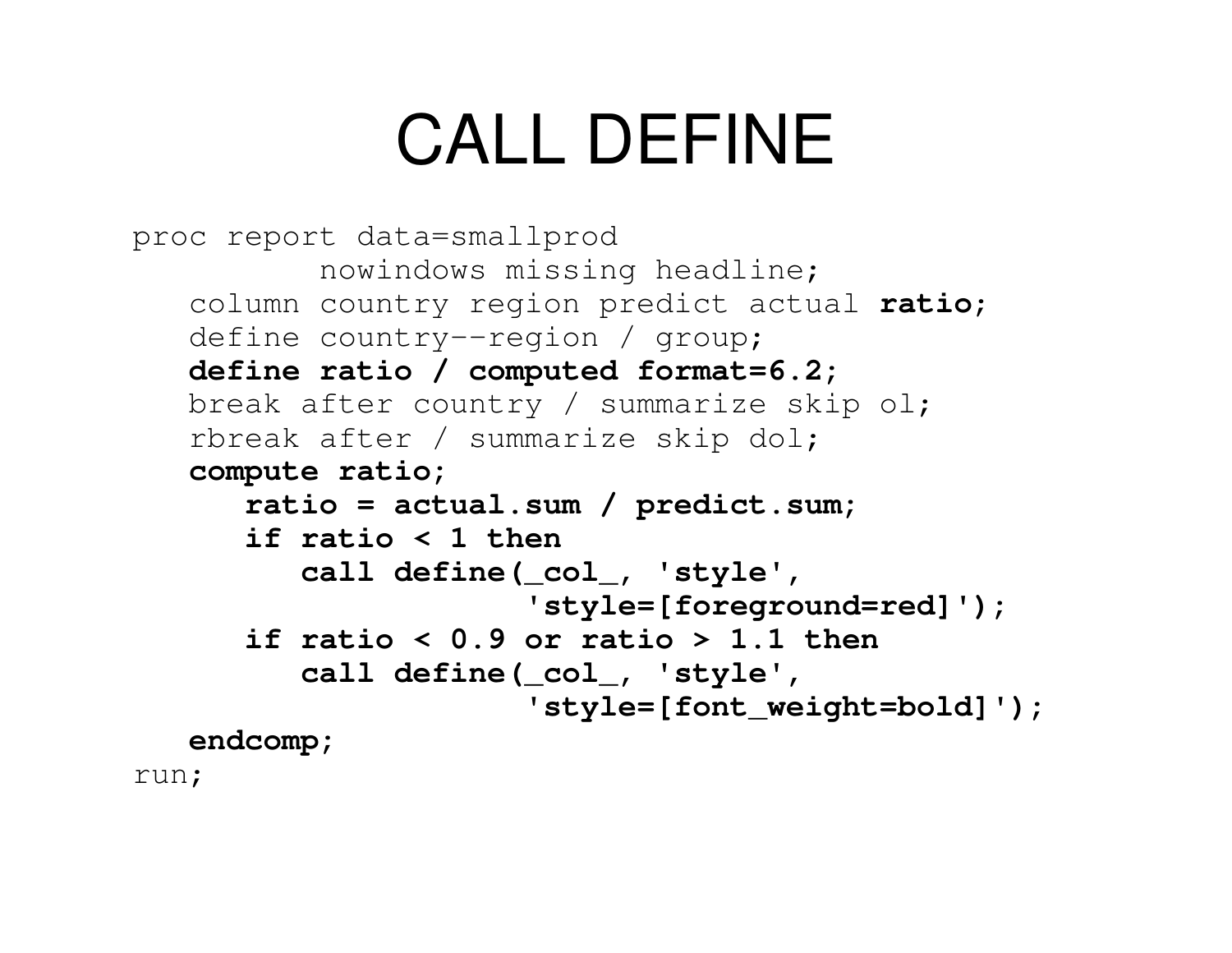# CALL DEFINE

```
proc report data=smallprod
          nowindows missing headline;
   column country region predict actual ratio;
   define country--region / group;
   define ratio / computed format=6.2;
   break after country / summarize skip ol;
   rbreak after / summarize skip dol;
   compute ratio;
      ratio = actual.sum / predict.sum;
      if ratio < 1 then
         call define(_col_, 'style',
                     'style=[foreground=red]');
      if ratio < 0.9 or ratio > 1.1 then
         call define(_col_, 'style',
                     'style=[font_weight=bold]');
   endcomp;
run;
```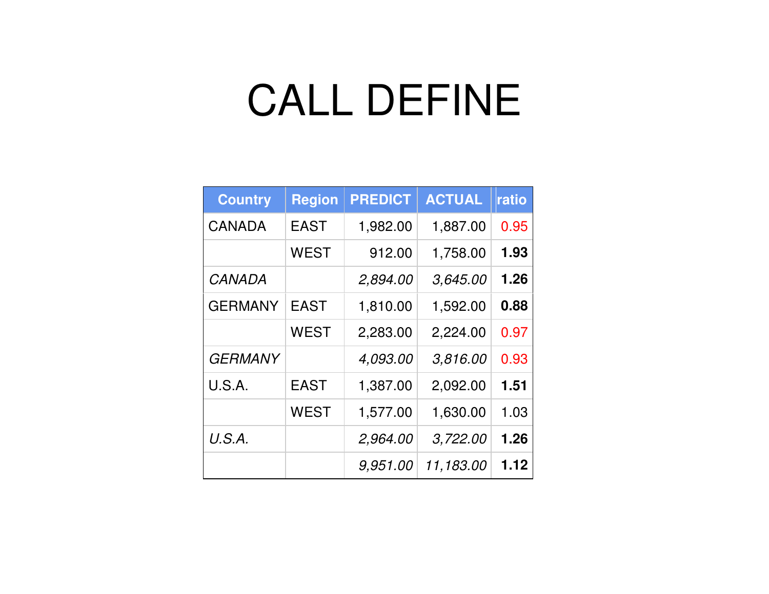# CALL DEFINE

| Country | Region | PREDICT | ACTUAL | ratio |
|---|---|---|---|---|
| CANADA | EAST | 1,982.00 | 1,887.00 | 0.95 |
| | WEST | 912.00 | 1,758.00 | **1.93** |
| *CANADA* | | *2,894.00* | *3,645.00* | **1.26** |
| GERMANY | EAST | 1,810.00 | 1,592.00 | **0.88** |
| | WEST | 2,283.00 | 2,224.00 | 0.97 |
| *GERMANY* | | *4,093.00* | *3,816.00* | 0.93 |
| U.S.A. | EAST | 1,387.00 | 2,092.00 | **1.51** |
| | WEST | 1,577.00 | 1,630.00 | 1.03 |
| *U.S.A.* | | *2,964.00* | *3,722.00* | **1.26** |
| | | *9,951.00* | *11,183.00* | **1.12** |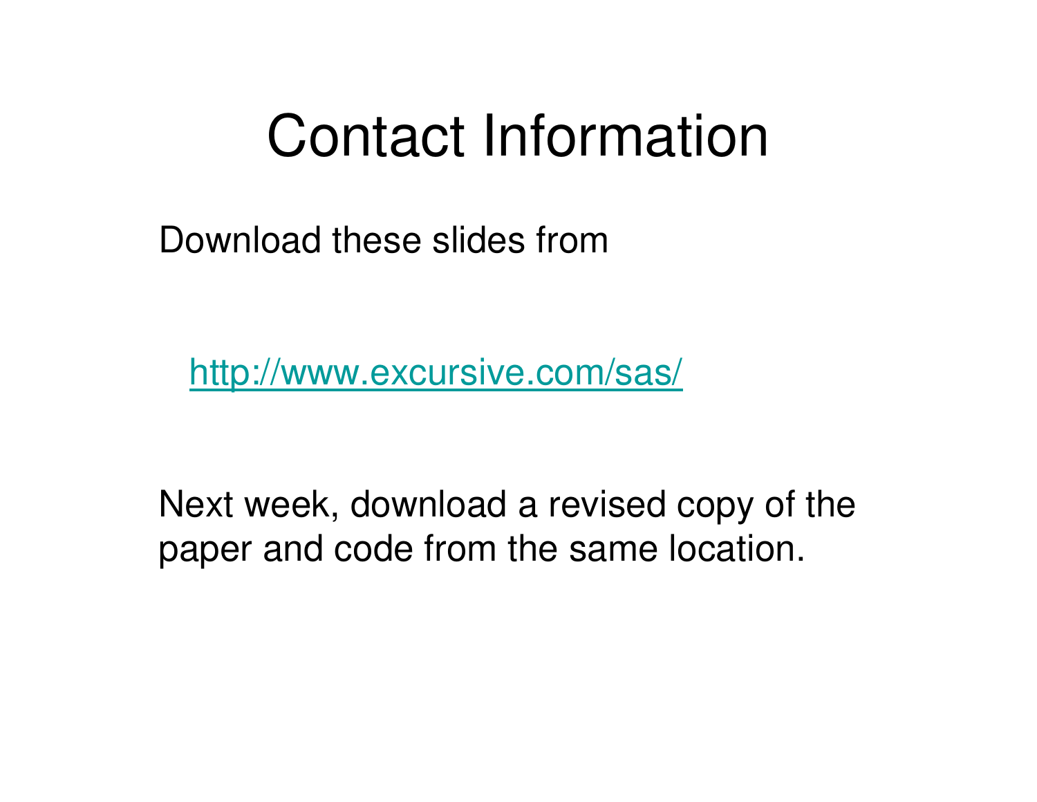# Contact Information

Download these slides from

http://www.excursive.com/sas/

Next week, download a revised copy of the paper and code from the same location.